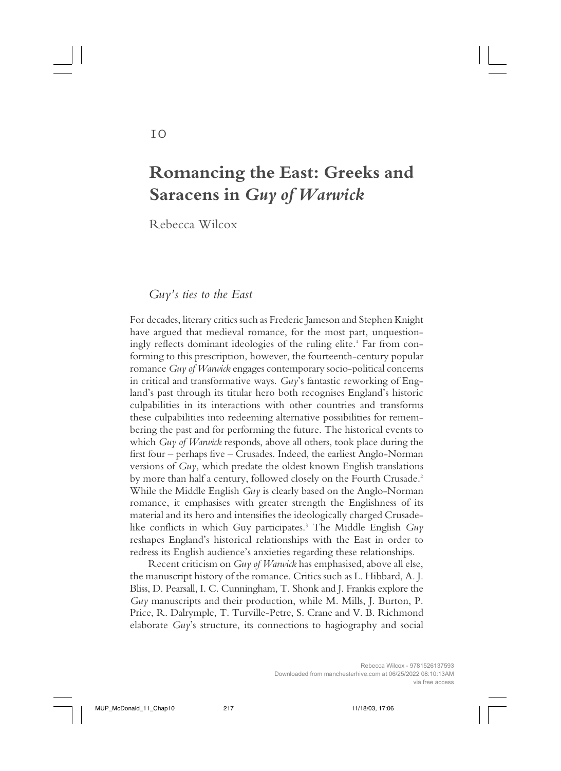10

# Romancing the East: Greeks and Saracens in *Guy of Warwick*

Rebecca Wilcox

## *Guy's ties to the East*

For decades, literary critics such as Frederic Jameson and Stephen Knight have argued that medieval romance, for the most part, unquestioningly reflects dominant ideologies of the ruling elite.[1] Far from conforming to this prescription, however, the fourteenth-century popular romance *Guy of Warwick* engages contemporary socio-political concerns in critical and transformative ways. *Guy*'s fantastic reworking of England's past through its titular hero both recognises England's historic culpabilities in its interactions with other countries and transforms these culpabilities into redeeming alternative possibilities for remembering the past and for performing the future. The historical events to which *Guy of Warwick* responds, above all others, took place during the first four – perhaps five – Crusades. Indeed, the earliest Anglo-Norman versions of *Guy*, which predate the oldest known English translations by more than half a century, followed closely on the Fourth Crusade.[2] While the Middle English *Guy* is clearly based on the Anglo-Norman romance, it emphasises with greater strength the Englishness of its material and its hero and intensifies the ideologically charged Crusade-like conflicts in which Guy participates.[3] The Middle English *Guy* reshapes England's historical relationships with the East in order to redress its English audience's anxieties regarding these relationships.

Recent criticism on *Guy of Warwick* has emphasised, above all else, the manuscript history of the romance. Critics such as L. Hibbard, A. J. Bliss, D. Pearsall, I. C. Cunningham, T. Shonk and J. Frankis explore the *Guy* manuscripts and their production, while M. Mills, J. Burton, P. Price, R. Dalrymple, T. Turville-Petre, S. Crane and V. B. Richmond elaborate *Guy*'s structure, its connections to hagiography and social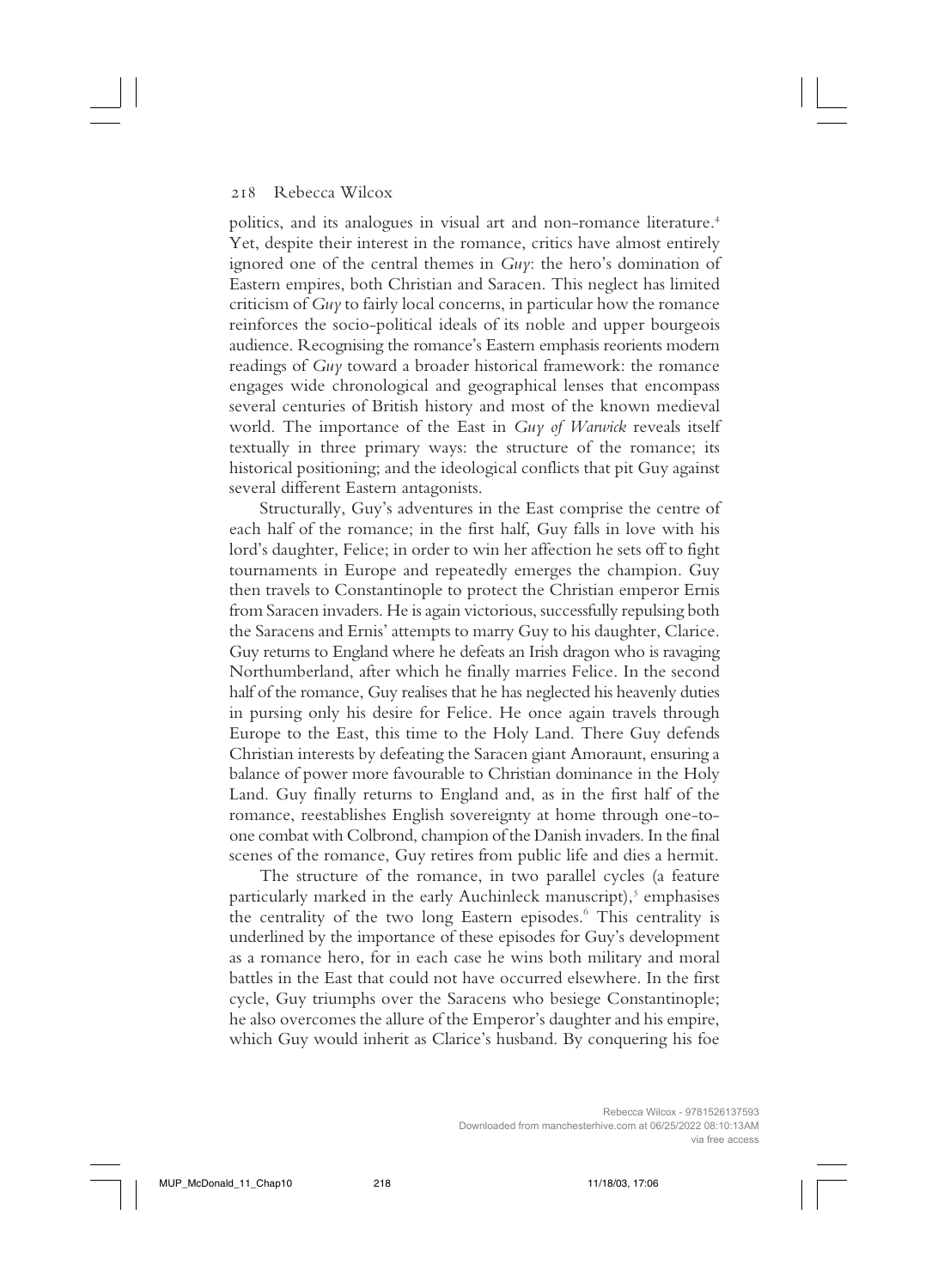politics, and its analogues in visual art and non-romance literature.[4] Yet, despite their interest in the romance, critics have almost entirely ignored one of the central themes in *Guy*: the hero's domination of Eastern empires, both Christian and Saracen. This neglect has limited criticism of *Guy* to fairly local concerns, in particular how the romance reinforces the socio-political ideals of its noble and upper bourgeois audience. Recognising the romance's Eastern emphasis reorients modern readings of *Guy* toward a broader historical framework: the romance engages wide chronological and geographical lenses that encompass several centuries of British history and most of the known medieval world. The importance of the East in *Guy of Warwick* reveals itself textually in three primary ways: the structure of the romance; its historical positioning; and the ideological conflicts that pit Guy against several different Eastern antagonists.

Structurally, Guy's adventures in the East comprise the centre of each half of the romance; in the first half, Guy falls in love with his lord's daughter, Felice; in order to win her affection he sets off to fight tournaments in Europe and repeatedly emerges the champion. Guy then travels to Constantinople to protect the Christian emperor Ernis from Saracen invaders. He is again victorious, successfully repulsing both the Saracens and Ernis' attempts to marry Guy to his daughter, Clarice. Guy returns to England where he defeats an Irish dragon who is ravaging Northumberland, after which he finally marries Felice. In the second half of the romance, Guy realises that he has neglected his heavenly duties in pursing only his desire for Felice. He once again travels through Europe to the East, this time to the Holy Land. There Guy defends Christian interests by defeating the Saracen giant Amoraunt, ensuring a balance of power more favourable to Christian dominance in the Holy Land. Guy finally returns to England and, as in the first half of the romance, reestablishes English sovereignty at home through one-to-one combat with Colbrond, champion of the Danish invaders. In the final scenes of the romance, Guy retires from public life and dies a hermit.

The structure of the romance, in two parallel cycles (a feature particularly marked in the early Auchinleck manuscript),[5] emphasises the centrality of the two long Eastern episodes.[6] This centrality is underlined by the importance of these episodes for Guy's development as a romance hero, for in each case he wins both military and moral battles in the East that could not have occurred elsewhere. In the first cycle, Guy triumphs over the Saracens who besiege Constantinople; he also overcomes the allure of the Emperor's daughter and his empire, which Guy would inherit as Clarice's husband. By conquering his foe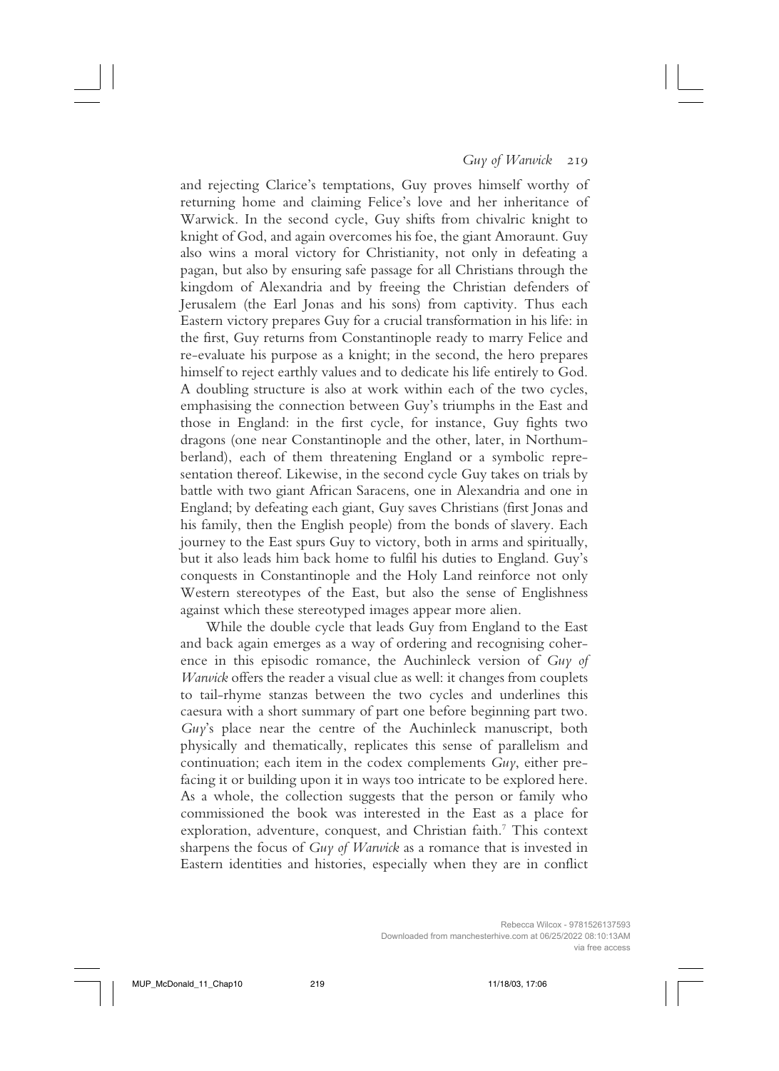and rejecting Clarice's temptations, Guy proves himself worthy of returning home and claiming Felice's love and her inheritance of Warwick. In the second cycle, Guy shifts from chivalric knight to knight of God, and again overcomes his foe, the giant Amoraunt. Guy also wins a moral victory for Christianity, not only in defeating a pagan, but also by ensuring safe passage for all Christians through the kingdom of Alexandria and by freeing the Christian defenders of Jerusalem (the Earl Jonas and his sons) from captivity. Thus each Eastern victory prepares Guy for a crucial transformation in his life: in the first, Guy returns from Constantinople ready to marry Felice and re-evaluate his purpose as a knight; in the second, the hero prepares himself to reject earthly values and to dedicate his life entirely to God. A doubling structure is also at work within each of the two cycles, emphasising the connection between Guy's triumphs in the East and those in England: in the first cycle, for instance, Guy fights two dragons (one near Constantinople and the other, later, in Northumberland), each of them threatening England or a symbolic representation thereof. Likewise, in the second cycle Guy takes on trials by battle with two giant African Saracens, one in Alexandria and one in England; by defeating each giant, Guy saves Christians (first Jonas and his family, then the English people) from the bonds of slavery. Each journey to the East spurs Guy to victory, both in arms and spiritually, but it also leads him back home to fulfil his duties to England. Guy's conquests in Constantinople and the Holy Land reinforce not only Western stereotypes of the East, but also the sense of Englishness against which these stereotyped images appear more alien.

While the double cycle that leads Guy from England to the East and back again emerges as a way of ordering and recognising coherence in this episodic romance, the Auchinleck version of *Guy of Warwick* offers the reader a visual clue as well: it changes from couplets to tail-rhyme stanzas between the two cycles and underlines this caesura with a short summary of part one before beginning part two. *Guy*'s place near the centre of the Auchinleck manuscript, both physically and thematically, replicates this sense of parallelism and continuation; each item in the codex complements *Guy*, either prefacing it or building upon it in ways too intricate to be explored here. As a whole, the collection suggests that the person or family who commissioned the book was interested in the East as a place for exploration, adventure, conquest, and Christian faith.[7] This context sharpens the focus of *Guy of Warwick* as a romance that is invested in Eastern identities and histories, especially when they are in conflict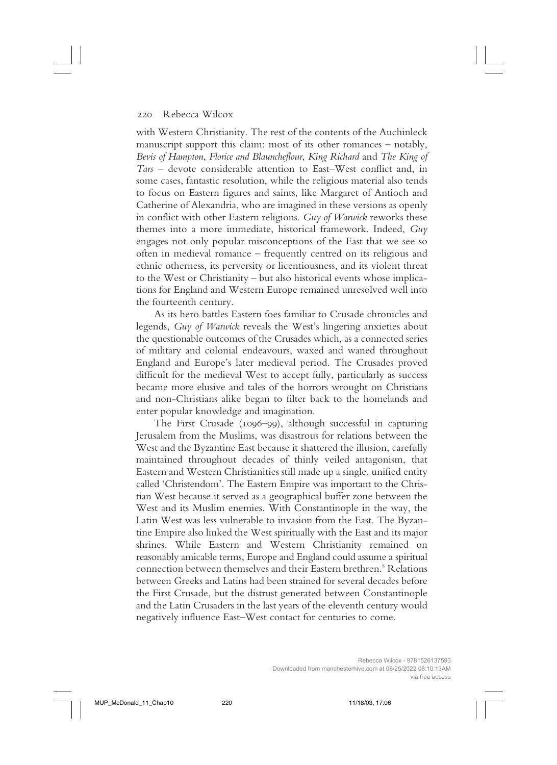with Western Christianity. The rest of the contents of the Auchinleck manuscript support this claim: most of its other romances – notably, *Bevis of Hampton*, *Florice and Blauncheflour*, *King Richard* and *The King of Tars* – devote considerable attention to East–West conflict and, in some cases, fantastic resolution, while the religious material also tends to focus on Eastern figures and saints, like Margaret of Antioch and Catherine of Alexandria, who are imagined in these versions as openly in conflict with other Eastern religions. *Guy of Warwick* reworks these themes into a more immediate, historical framework. Indeed, *Guy* engages not only popular misconceptions of the East that we see so often in medieval romance – frequently centred on its religious and ethnic otherness, its perversity or licentiousness, and its violent threat to the West or Christianity – but also historical events whose implications for England and Western Europe remained unresolved well into the fourteenth century.

As its hero battles Eastern foes familiar to Crusade chronicles and legends, *Guy of Warwick* reveals the West's lingering anxieties about the questionable outcomes of the Crusades which, as a connected series of military and colonial endeavours, waxed and waned throughout England and Europe's later medieval period. The Crusades proved difficult for the medieval West to accept fully, particularly as success became more elusive and tales of the horrors wrought on Christians and non-Christians alike began to filter back to the homelands and enter popular knowledge and imagination.

The First Crusade (1096–99), although successful in capturing Jerusalem from the Muslims, was disastrous for relations between the West and the Byzantine East because it shattered the illusion, carefully maintained throughout decades of thinly veiled antagonism, that Eastern and Western Christianities still made up a single, unified entity called 'Christendom'. The Eastern Empire was important to the Christian West because it served as a geographical buffer zone between the West and its Muslim enemies. With Constantinople in the way, the Latin West was less vulnerable to invasion from the East. The Byzantine Empire also linked the West spiritually with the East and its major shrines. While Eastern and Western Christianity remained on reasonably amicable terms, Europe and England could assume a spiritual connection between themselves and their Eastern brethren.[8] Relations between Greeks and Latins had been strained for several decades before the First Crusade, but the distrust generated between Constantinople and the Latin Crusaders in the last years of the eleventh century would negatively influence East–West contact for centuries to come.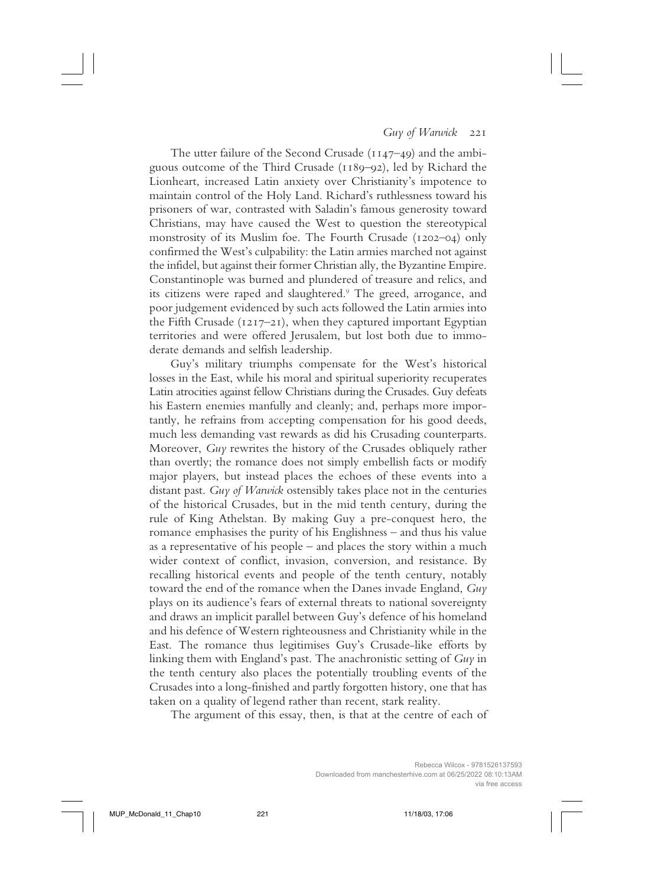The utter failure of the Second Crusade (1147–49) and the ambiguous outcome of the Third Crusade (1189–92), led by Richard the Lionheart, increased Latin anxiety over Christianity's impotence to maintain control of the Holy Land. Richard's ruthlessness toward his prisoners of war, contrasted with Saladin's famous generosity toward Christians, may have caused the West to question the stereotypical monstrosity of its Muslim foe. The Fourth Crusade (1202–04) only confirmed the West's culpability: the Latin armies marched not against the infidel, but against their former Christian ally, the Byzantine Empire. Constantinople was burned and plundered of treasure and relics, and its citizens were raped and slaughtered.[9] The greed, arrogance, and poor judgement evidenced by such acts followed the Latin armies into the Fifth Crusade (1217–21), when they captured important Egyptian territories and were offered Jerusalem, but lost both due to immoderate demands and selfish leadership.

Guy's military triumphs compensate for the West's historical losses in the East, while his moral and spiritual superiority recuperates Latin atrocities against fellow Christians during the Crusades. Guy defeats his Eastern enemies manfully and cleanly; and, perhaps more importantly, he refrains from accepting compensation for his good deeds, much less demanding vast rewards as did his Crusading counterparts. Moreover, *Guy* rewrites the history of the Crusades obliquely rather than overtly; the romance does not simply embellish facts or modify major players, but instead places the echoes of these events into a distant past. *Guy of Warwick* ostensibly takes place not in the centuries of the historical Crusades, but in the mid tenth century, during the rule of King Athelstan. By making Guy a pre-conquest hero, the romance emphasises the purity of his Englishness – and thus his value as a representative of his people – and places the story within a much wider context of conflict, invasion, conversion, and resistance. By recalling historical events and people of the tenth century, notably toward the end of the romance when the Danes invade England, *Guy* plays on its audience's fears of external threats to national sovereignty and draws an implicit parallel between Guy's defence of his homeland and his defence of Western righteousness and Christianity while in the East. The romance thus legitimises Guy's Crusade-like efforts by linking them with England's past. The anachronistic setting of *Guy* in the tenth century also places the potentially troubling events of the Crusades into a long-finished and partly forgotten history, one that has taken on a quality of legend rather than recent, stark reality.

The argument of this essay, then, is that at the centre of each of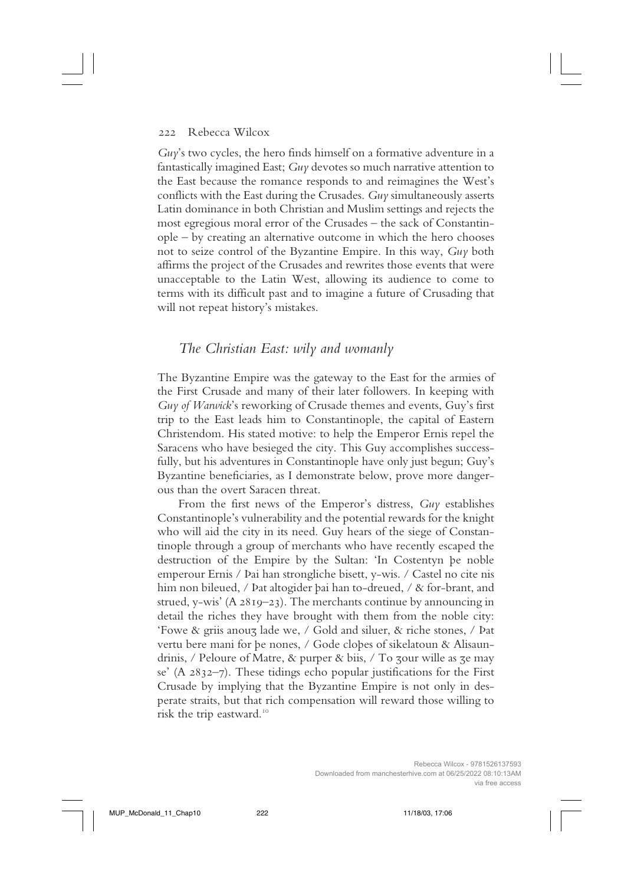*Guy*'s two cycles, the hero finds himself on a formative adventure in a fantastically imagined East; *Guy* devotes so much narrative attention to the East because the romance responds to and reimagines the West's conflicts with the East during the Crusades. *Guy* simultaneously asserts Latin dominance in both Christian and Muslim settings and rejects the most egregious moral error of the Crusades – the sack of Constantinople – by creating an alternative outcome in which the hero chooses not to seize control of the Byzantine Empire. In this way, *Guy* both affirms the project of the Crusades and rewrites those events that were unacceptable to the Latin West, allowing its audience to come to terms with its difficult past and to imagine a future of Crusading that will not repeat history's mistakes.

## *The Christian East: wily and womanly*

The Byzantine Empire was the gateway to the East for the armies of the First Crusade and many of their later followers. In keeping with *Guy of Warwick*'s reworking of Crusade themes and events, Guy's first trip to the East leads him to Constantinople, the capital of Eastern Christendom. His stated motive: to help the Emperor Ernis repel the Saracens who have besieged the city. This Guy accomplishes successfully, but his adventures in Constantinople have only just begun; Guy's Byzantine beneficiaries, as I demonstrate below, prove more dangerous than the overt Saracen threat.

From the first news of the Emperor's distress, *Guy* establishes Constantinople's vulnerability and the potential rewards for the knight who will aid the city in its need. Guy hears of the siege of Constantinople through a group of merchants who have recently escaped the destruction of the Empire by the Sultan: 'In Costentyn þe noble emperour Ernis / Þai han strongliche bisett, y-wis. / Castel no cite nis him non bileued, / Þat altogider þai han to-dreued, / & for-brant, and strued, y-wis' (A 2819–23). The merchants continue by announcing in detail the riches they have brought with them from the noble city: 'Fowe & griis anouȝ lade we, / Gold and siluer, & riche stones, / Þat vertu bere mani for þe nones, / Gode cloþes of sikelatoun & Alisaundrinis, / Peloure of Matre, & purper & biis, / To ȝour wille as ȝe may se' (A 2832–7). These tidings echo popular justifications for the First Crusade by implying that the Byzantine Empire is not only in desperate straits, but that rich compensation will reward those willing to risk the trip eastward.[10]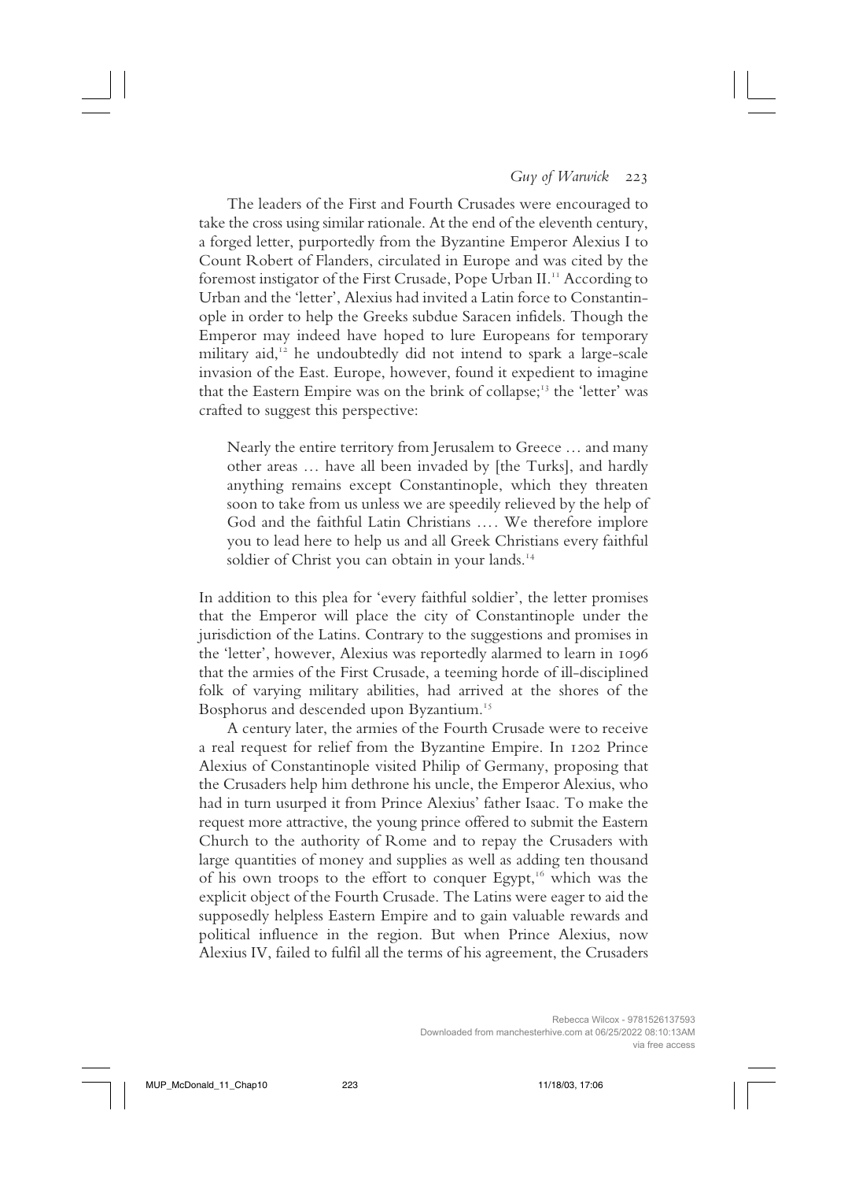The leaders of the First and Fourth Crusades were encouraged to take the cross using similar rationale. At the end of the eleventh century, a forged letter, purportedly from the Byzantine Emperor Alexius I to Count Robert of Flanders, circulated in Europe and was cited by the foremost instigator of the First Crusade, Pope Urban II.[11] According to Urban and the 'letter', Alexius had invited a Latin force to Constantinople in order to help the Greeks subdue Saracen infidels. Though the Emperor may indeed have hoped to lure Europeans for temporary military aid,[12] he undoubtedly did not intend to spark a large-scale invasion of the East. Europe, however, found it expedient to imagine that the Eastern Empire was on the brink of collapse;[13] the 'letter' was crafted to suggest this perspective:

> Nearly the entire territory from Jerusalem to Greece … and many other areas … have all been invaded by [the Turks], and hardly anything remains except Constantinople, which they threaten soon to take from us unless we are speedily relieved by the help of God and the faithful Latin Christians …. We therefore implore you to lead here to help us and all Greek Christians every faithful soldier of Christ you can obtain in your lands.[14]

In addition to this plea for 'every faithful soldier', the letter promises that the Emperor will place the city of Constantinople under the jurisdiction of the Latins. Contrary to the suggestions and promises in the 'letter', however, Alexius was reportedly alarmed to learn in 1096 that the armies of the First Crusade, a teeming horde of ill-disciplined folk of varying military abilities, had arrived at the shores of the Bosphorus and descended upon Byzantium.[15]

A century later, the armies of the Fourth Crusade were to receive a real request for relief from the Byzantine Empire. In 1202 Prince Alexius of Constantinople visited Philip of Germany, proposing that the Crusaders help him dethrone his uncle, the Emperor Alexius, who had in turn usurped it from Prince Alexius' father Isaac. To make the request more attractive, the young prince offered to submit the Eastern Church to the authority of Rome and to repay the Crusaders with large quantities of money and supplies as well as adding ten thousand of his own troops to the effort to conquer Egypt,[16] which was the explicit object of the Fourth Crusade. The Latins were eager to aid the supposedly helpless Eastern Empire and to gain valuable rewards and political influence in the region. But when Prince Alexius, now Alexius IV, failed to fulfil all the terms of his agreement, the Crusaders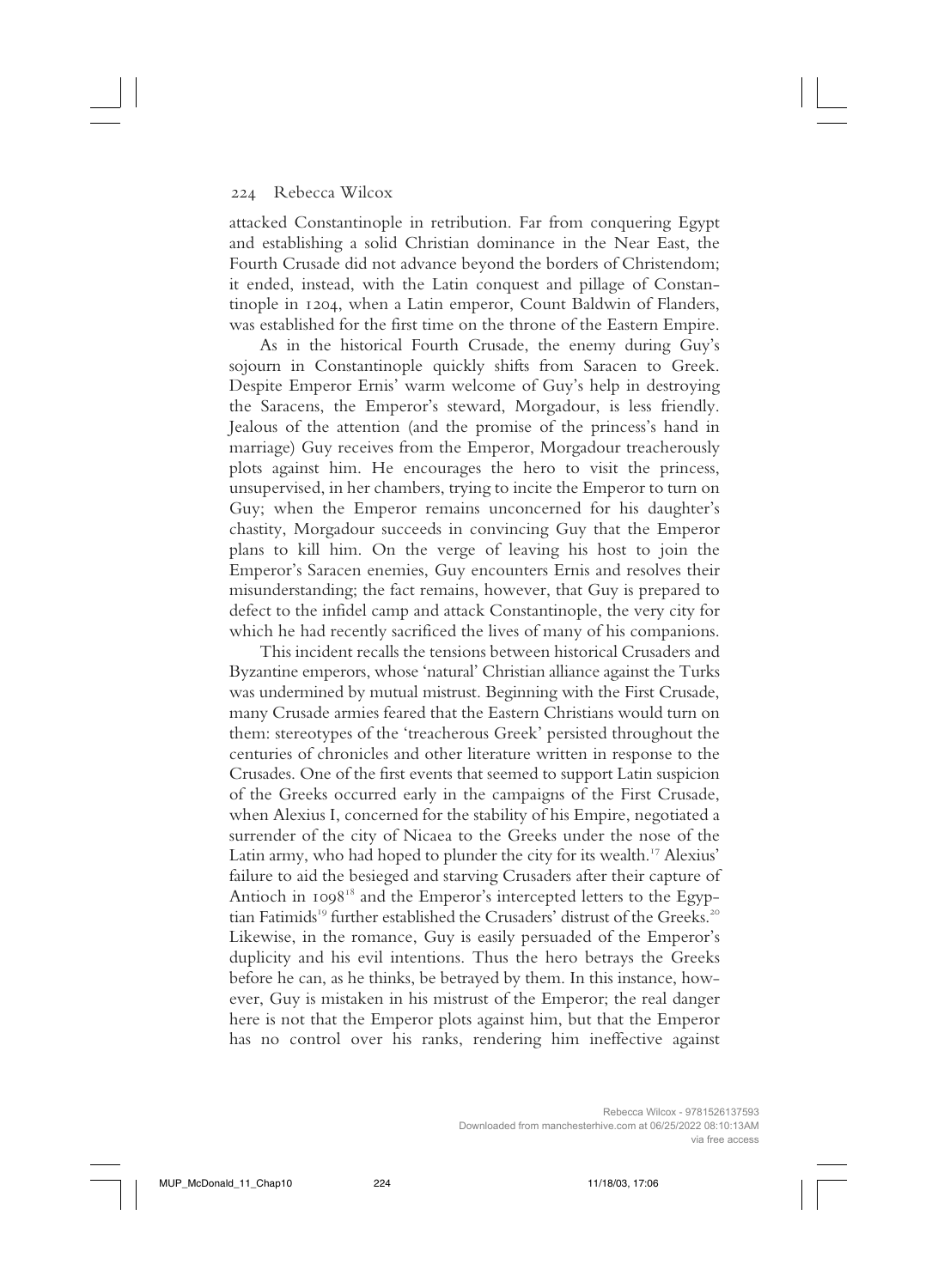attacked Constantinople in retribution. Far from conquering Egypt and establishing a solid Christian dominance in the Near East, the Fourth Crusade did not advance beyond the borders of Christendom; it ended, instead, with the Latin conquest and pillage of Constantinople in 1204, when a Latin emperor, Count Baldwin of Flanders, was established for the first time on the throne of the Eastern Empire.

As in the historical Fourth Crusade, the enemy during Guy's sojourn in Constantinople quickly shifts from Saracen to Greek. Despite Emperor Ernis' warm welcome of Guy's help in destroying the Saracens, the Emperor's steward, Morgadour, is less friendly. Jealous of the attention (and the promise of the princess's hand in marriage) Guy receives from the Emperor, Morgadour treacherously plots against him. He encourages the hero to visit the princess, unsupervised, in her chambers, trying to incite the Emperor to turn on Guy; when the Emperor remains unconcerned for his daughter's chastity, Morgadour succeeds in convincing Guy that the Emperor plans to kill him. On the verge of leaving his host to join the Emperor's Saracen enemies, Guy encounters Ernis and resolves their misunderstanding; the fact remains, however, that Guy is prepared to defect to the infidel camp and attack Constantinople, the very city for which he had recently sacrificed the lives of many of his companions.

This incident recalls the tensions between historical Crusaders and Byzantine emperors, whose 'natural' Christian alliance against the Turks was undermined by mutual mistrust. Beginning with the First Crusade, many Crusade armies feared that the Eastern Christians would turn on them: stereotypes of the 'treacherous Greek' persisted throughout the centuries of chronicles and other literature written in response to the Crusades. One of the first events that seemed to support Latin suspicion of the Greeks occurred early in the campaigns of the First Crusade, when Alexius I, concerned for the stability of his Empire, negotiated a surrender of the city of Nicaea to the Greeks under the nose of the Latin army, who had hoped to plunder the city for its wealth.[17] Alexius' failure to aid the besieged and starving Crusaders after their capture of Antioch in 1098[18] and the Emperor's intercepted letters to the Egyptian Fatimids[19] further established the Crusaders' distrust of the Greeks.[20] Likewise, in the romance, Guy is easily persuaded of the Emperor's duplicity and his evil intentions. Thus the hero betrays the Greeks before he can, as he thinks, be betrayed by them. In this instance, however, Guy is mistaken in his mistrust of the Emperor; the real danger here is not that the Emperor plots against him, but that the Emperor has no control over his ranks, rendering him ineffective against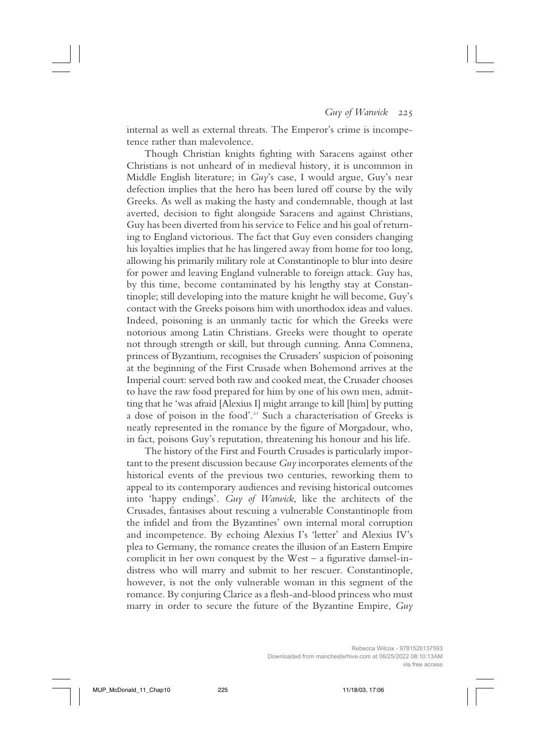internal as well as external threats. The Emperor's crime is incompetence rather than malevolence.

Though Christian knights fighting with Saracens against other Christians is not unheard of in medieval history, it is uncommon in Middle English literature; in *Guy*'s case, I would argue, Guy's near defection implies that the hero has been lured off course by the wily Greeks. As well as making the hasty and condemnable, though at last averted, decision to fight alongside Saracens and against Christians, Guy has been diverted from his service to Felice and his goal of returning to England victorious. The fact that Guy even considers changing his loyalties implies that he has lingered away from home for too long, allowing his primarily military role at Constantinople to blur into desire for power and leaving England vulnerable to foreign attack. Guy has, by this time, become contaminated by his lengthy stay at Constantinople; still developing into the mature knight he will become, Guy's contact with the Greeks poisons him with unorthodox ideas and values. Indeed, poisoning is an unmanly tactic for which the Greeks were notorious among Latin Christians. Greeks were thought to operate not through strength or skill, but through cunning. Anna Comnena, princess of Byzantium, recognises the Crusaders' suspicion of poisoning at the beginning of the First Crusade when Bohemond arrives at the Imperial court: served both raw and cooked meat, the Crusader chooses to have the raw food prepared for him by one of his own men, admitting that he 'was afraid [Alexius I] might arrange to kill [him] by putting a dose of poison in the food'.[21] Such a characterisation of Greeks is neatly represented in the romance by the figure of Morgadour, who, in fact, poisons Guy's reputation, threatening his honour and his life.

The history of the First and Fourth Crusades is particularly important to the present discussion because *Guy* incorporates elements of the historical events of the previous two centuries, reworking them to appeal to its contemporary audiences and revising historical outcomes into 'happy endings'. *Guy of Warwick*, like the architects of the Crusades, fantasises about rescuing a vulnerable Constantinople from the infidel and from the Byzantines' own internal moral corruption and incompetence. By echoing Alexius I's 'letter' and Alexius IV's plea to Germany, the romance creates the illusion of an Eastern Empire complicit in her own conquest by the West – a figurative damsel-in-distress who will marry and submit to her rescuer. Constantinople, however, is not the only vulnerable woman in this segment of the romance. By conjuring Clarice as a flesh-and-blood princess who must marry in order to secure the future of the Byzantine Empire, *Guy*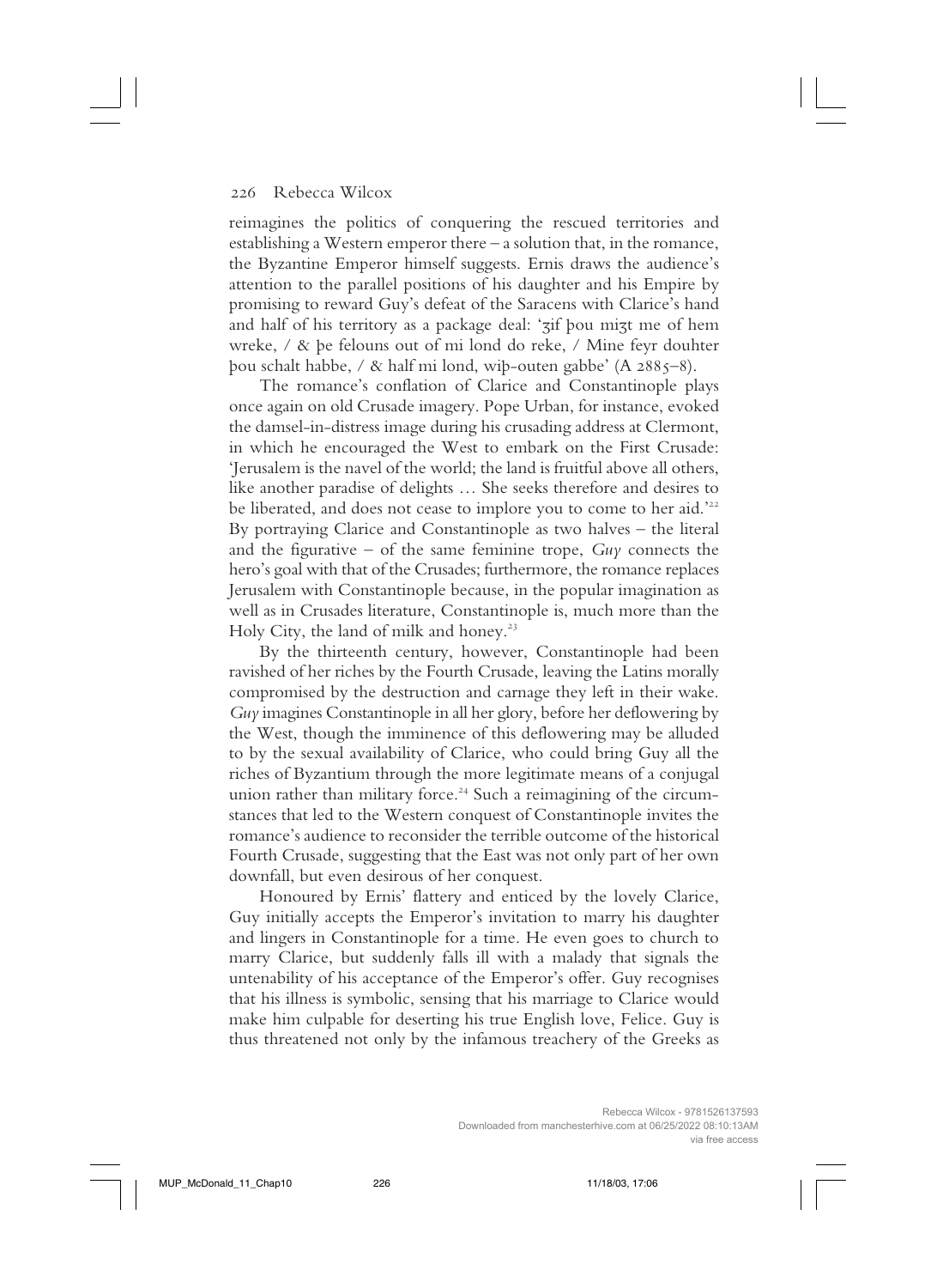reimagines the politics of conquering the rescued territories and establishing a Western emperor there – a solution that, in the romance, the Byzantine Emperor himself suggests. Ernis draws the audience's attention to the parallel positions of his daughter and his Empire by promising to reward Guy's defeat of the Saracens with Clarice's hand and half of his territory as a package deal: 'ȝif þou miȝt me of hem wreke, / & þe felouns out of mi lond do reke, / Mine feyr douhter þou schalt habbe, / & half mi lond, wiþ-outen gabbe' (A 2885–8).

The romance's conflation of Clarice and Constantinople plays once again on old Crusade imagery. Pope Urban, for instance, evoked the damsel-in-distress image during his crusading address at Clermont, in which he encouraged the West to embark on the First Crusade: 'Jerusalem is the navel of the world; the land is fruitful above all others, like another paradise of delights … She seeks therefore and desires to be liberated, and does not cease to implore you to come to her aid.'[22] By portraying Clarice and Constantinople as two halves – the literal and the figurative – of the same feminine trope, *Guy* connects the hero's goal with that of the Crusades; furthermore, the romance replaces Jerusalem with Constantinople because, in the popular imagination as well as in Crusades literature, Constantinople is, much more than the Holy City, the land of milk and honey.[23]

By the thirteenth century, however, Constantinople had been ravished of her riches by the Fourth Crusade, leaving the Latins morally compromised by the destruction and carnage they left in their wake. *Guy* imagines Constantinople in all her glory, before her deflowering by the West, though the imminence of this deflowering may be alluded to by the sexual availability of Clarice, who could bring Guy all the riches of Byzantium through the more legitimate means of a conjugal union rather than military force.[24] Such a reimagining of the circumstances that led to the Western conquest of Constantinople invites the romance's audience to reconsider the terrible outcome of the historical Fourth Crusade, suggesting that the East was not only part of her own downfall, but even desirous of her conquest.

Honoured by Ernis' flattery and enticed by the lovely Clarice, Guy initially accepts the Emperor's invitation to marry his daughter and lingers in Constantinople for a time. He even goes to church to marry Clarice, but suddenly falls ill with a malady that signals the untenability of his acceptance of the Emperor's offer. Guy recognises that his illness is symbolic, sensing that his marriage to Clarice would make him culpable for deserting his true English love, Felice. Guy is thus threatened not only by the infamous treachery of the Greeks as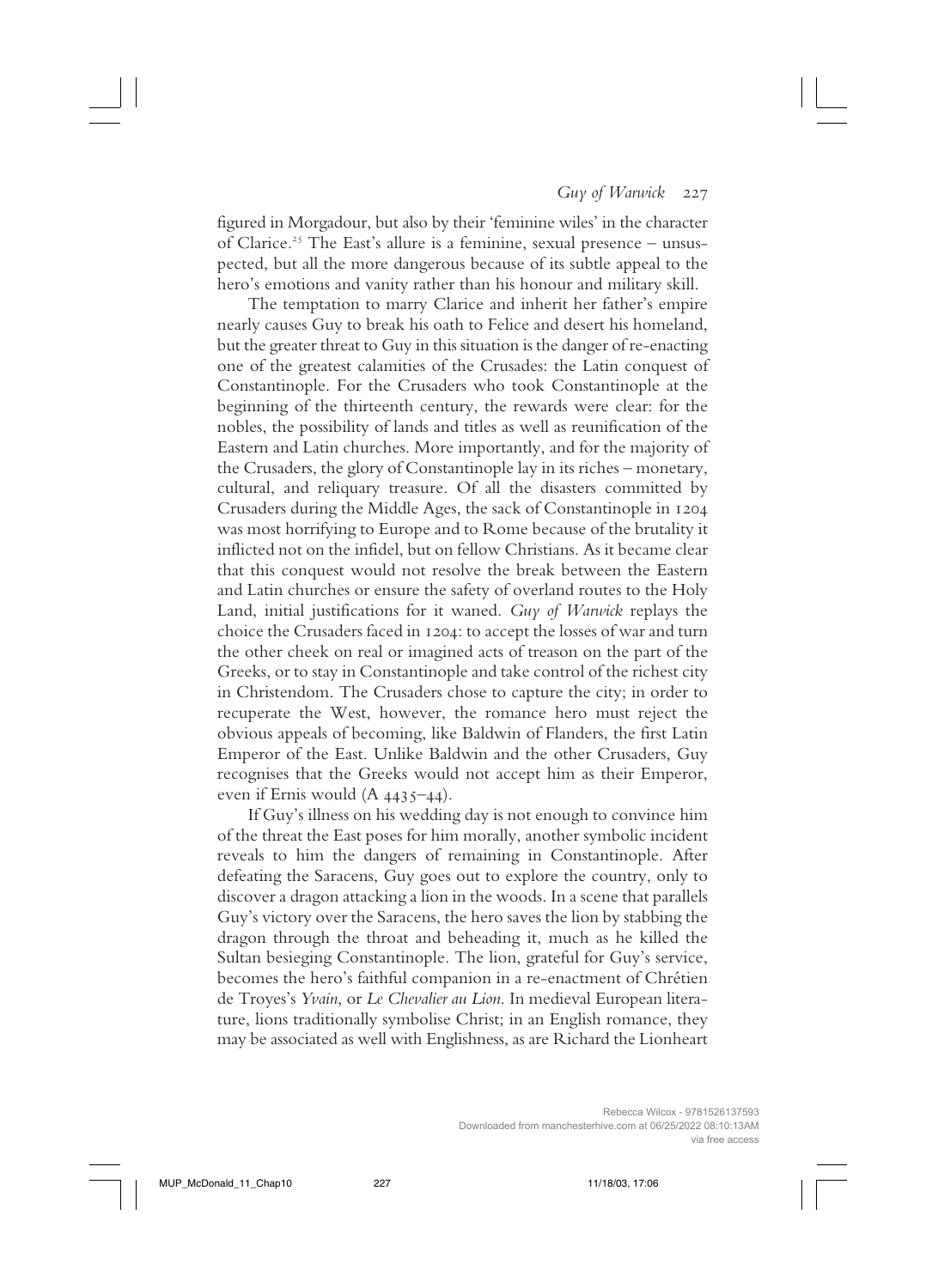figured in Morgadour, but also by their 'feminine wiles' in the character of Clarice.[25] The East's allure is a feminine, sexual presence – unsuspected, but all the more dangerous because of its subtle appeal to the hero's emotions and vanity rather than his honour and military skill.

The temptation to marry Clarice and inherit her father's empire nearly causes Guy to break his oath to Felice and desert his homeland, but the greater threat to Guy in this situation is the danger of re-enacting one of the greatest calamities of the Crusades: the Latin conquest of Constantinople. For the Crusaders who took Constantinople at the beginning of the thirteenth century, the rewards were clear: for the nobles, the possibility of lands and titles as well as reunification of the Eastern and Latin churches. More importantly, and for the majority of the Crusaders, the glory of Constantinople lay in its riches – monetary, cultural, and reliquary treasure. Of all the disasters committed by Crusaders during the Middle Ages, the sack of Constantinople in 1204 was most horrifying to Europe and to Rome because of the brutality it inflicted not on the infidel, but on fellow Christians. As it became clear that this conquest would not resolve the break between the Eastern and Latin churches or ensure the safety of overland routes to the Holy Land, initial justifications for it waned. *Guy of Warwick* replays the choice the Crusaders faced in 1204: to accept the losses of war and turn the other cheek on real or imagined acts of treason on the part of the Greeks, or to stay in Constantinople and take control of the richest city in Christendom. The Crusaders chose to capture the city; in order to recuperate the West, however, the romance hero must reject the obvious appeals of becoming, like Baldwin of Flanders, the first Latin Emperor of the East. Unlike Baldwin and the other Crusaders, Guy recognises that the Greeks would not accept him as their Emperor, even if Ernis would (A 4435–44).

If Guy's illness on his wedding day is not enough to convince him of the threat the East poses for him morally, another symbolic incident reveals to him the dangers of remaining in Constantinople. After defeating the Saracens, Guy goes out to explore the country, only to discover a dragon attacking a lion in the woods. In a scene that parallels Guy's victory over the Saracens, the hero saves the lion by stabbing the dragon through the throat and beheading it, much as he killed the Sultan besieging Constantinople. The lion, grateful for Guy's service, becomes the hero's faithful companion in a re-enactment of Chrétien de Troyes's *Yvain*, or *Le Chevalier au Lion*. In medieval European literature, lions traditionally symbolise Christ; in an English romance, they may be associated as well with Englishness, as are Richard the Lionheart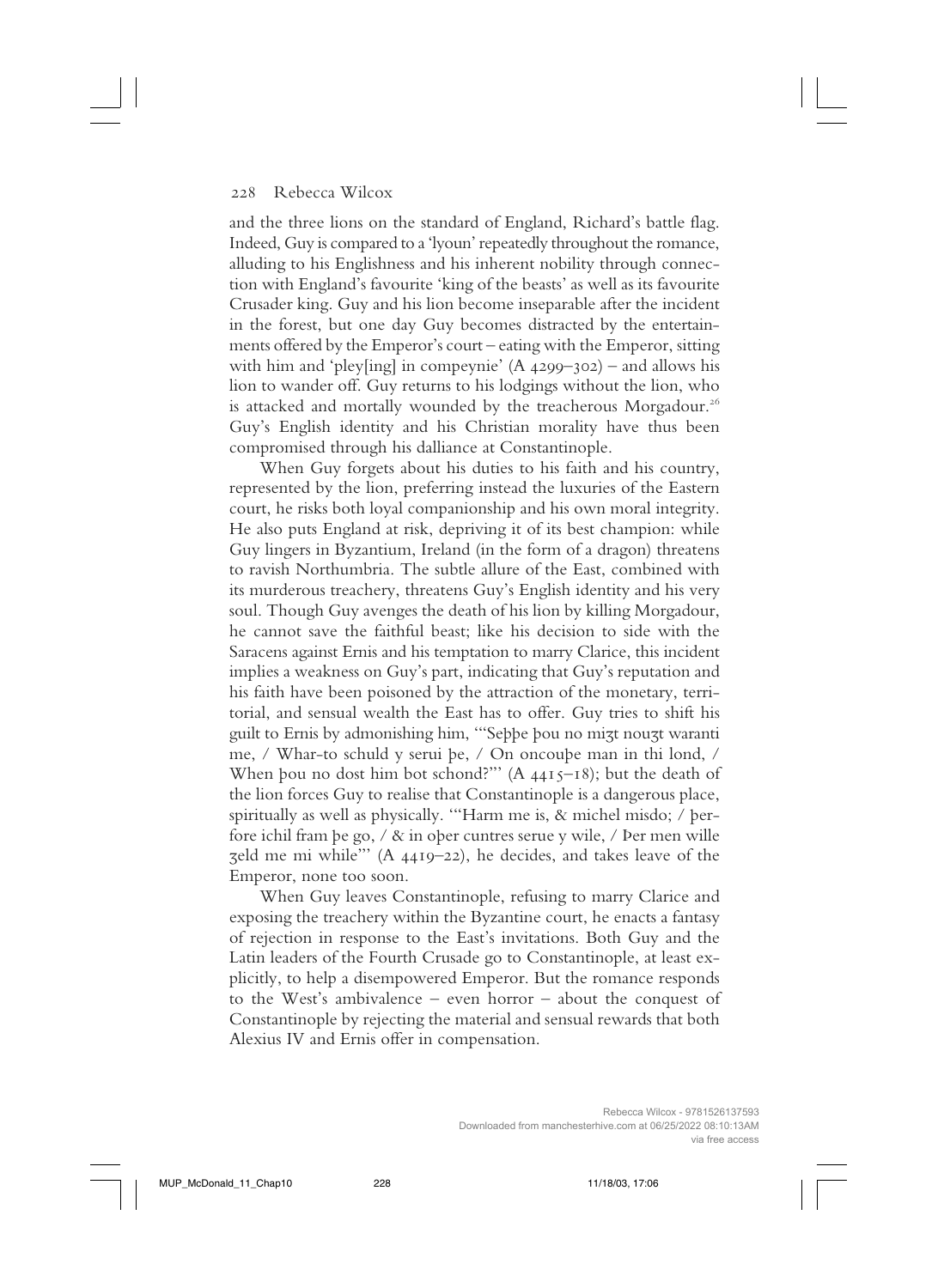and the three lions on the standard of England, Richard's battle flag. Indeed, Guy is compared to a 'lyoun' repeatedly throughout the romance, alluding to his Englishness and his inherent nobility through connection with England's favourite 'king of the beasts' as well as its favourite Crusader king. Guy and his lion become inseparable after the incident in the forest, but one day Guy becomes distracted by the entertainments offered by the Emperor's court – eating with the Emperor, sitting with him and 'pley[ing] in compeynie' (A 4299–302) – and allows his lion to wander off. Guy returns to his lodgings without the lion, who is attacked and mortally wounded by the treacherous Morgadour.[26] Guy's English identity and his Christian morality have thus been compromised through his dalliance at Constantinople.

When Guy forgets about his duties to his faith and his country, represented by the lion, preferring instead the luxuries of the Eastern court, he risks both loyal companionship and his own moral integrity. He also puts England at risk, depriving it of its best champion: while Guy lingers in Byzantium, Ireland (in the form of a dragon) threatens to ravish Northumbria. The subtle allure of the East, combined with its murderous treachery, threatens Guy's English identity and his very soul. Though Guy avenges the death of his lion by killing Morgadour, he cannot save the faithful beast; like his decision to side with the Saracens against Ernis and his temptation to marry Clarice, this incident implies a weakness on Guy's part, indicating that Guy's reputation and his faith have been poisoned by the attraction of the monetary, territorial, and sensual wealth the East has to offer. Guy tries to shift his guilt to Ernis by admonishing him, '"Seþþe þou no miȝt nouȝt waranti me, / Whar-to schuld y serui þe, / On oncouþe man in thi lond, / When þou no dost him bot schond?"' (A 4415–18); but the death of the lion forces Guy to realise that Constantinople is a dangerous place, spiritually as well as physically. '"Harm me is, & michel misdo; / Þerfore ichil fram þe go, / & in oþer cuntres serue y wile, / Þer men wille ȝeld me mi while"' (A 4419–22), he decides, and takes leave of the Emperor, none too soon.

When Guy leaves Constantinople, refusing to marry Clarice and exposing the treachery within the Byzantine court, he enacts a fantasy of rejection in response to the East's invitations. Both Guy and the Latin leaders of the Fourth Crusade go to Constantinople, at least explicitly, to help a disempowered Emperor. But the romance responds to the West's ambivalence – even horror – about the conquest of Constantinople by rejecting the material and sensual rewards that both Alexius IV and Ernis offer in compensation.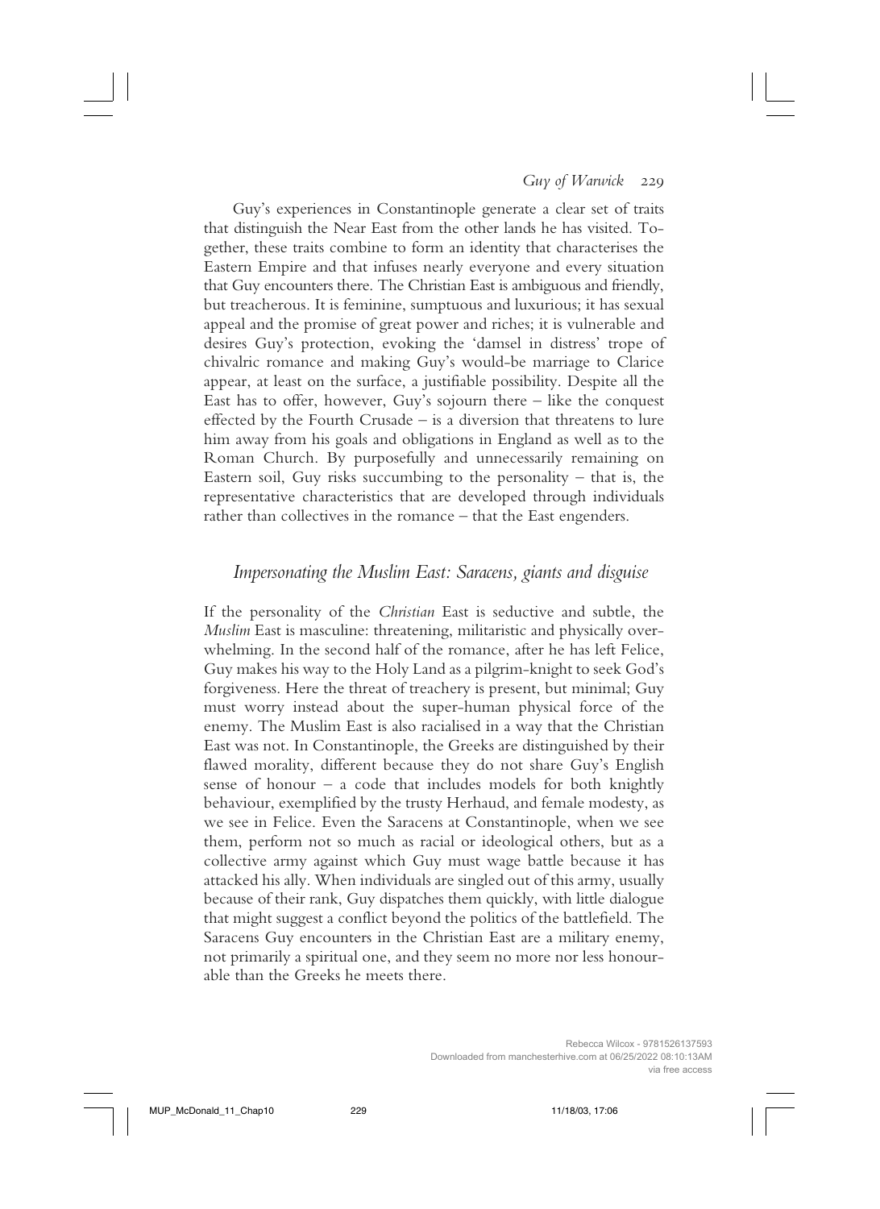Guy's experiences in Constantinople generate a clear set of traits that distinguish the Near East from the other lands he has visited. Together, these traits combine to form an identity that characterises the Eastern Empire and that infuses nearly everyone and every situation that Guy encounters there. The Christian East is ambiguous and friendly, but treacherous. It is feminine, sumptuous and luxurious; it has sexual appeal and the promise of great power and riches; it is vulnerable and desires Guy's protection, evoking the 'damsel in distress' trope of chivalric romance and making Guy's would-be marriage to Clarice appear, at least on the surface, a justifiable possibility. Despite all the East has to offer, however, Guy's sojourn there – like the conquest effected by the Fourth Crusade – is a diversion that threatens to lure him away from his goals and obligations in England as well as to the Roman Church. By purposefully and unnecessarily remaining on Eastern soil, Guy risks succumbing to the personality – that is, the representative characteristics that are developed through individuals rather than collectives in the romance – that the East engenders.

## *Impersonating the Muslim East: Saracens, giants and disguise*

If the personality of the *Christian* East is seductive and subtle, the *Muslim* East is masculine: threatening, militaristic and physically overwhelming. In the second half of the romance, after he has left Felice, Guy makes his way to the Holy Land as a pilgrim-knight to seek God's forgiveness. Here the threat of treachery is present, but minimal; Guy must worry instead about the super-human physical force of the enemy. The Muslim East is also racialised in a way that the Christian East was not. In Constantinople, the Greeks are distinguished by their flawed morality, different because they do not share Guy's English sense of honour – a code that includes models for both knightly behaviour, exemplified by the trusty Herhaud, and female modesty, as we see in Felice. Even the Saracens at Constantinople, when we see them, perform not so much as racial or ideological others, but as a collective army against which Guy must wage battle because it has attacked his ally. When individuals are singled out of this army, usually because of their rank, Guy dispatches them quickly, with little dialogue that might suggest a conflict beyond the politics of the battlefield. The Saracens Guy encounters in the Christian East are a military enemy, not primarily a spiritual one, and they seem no more nor less honourable than the Greeks he meets there.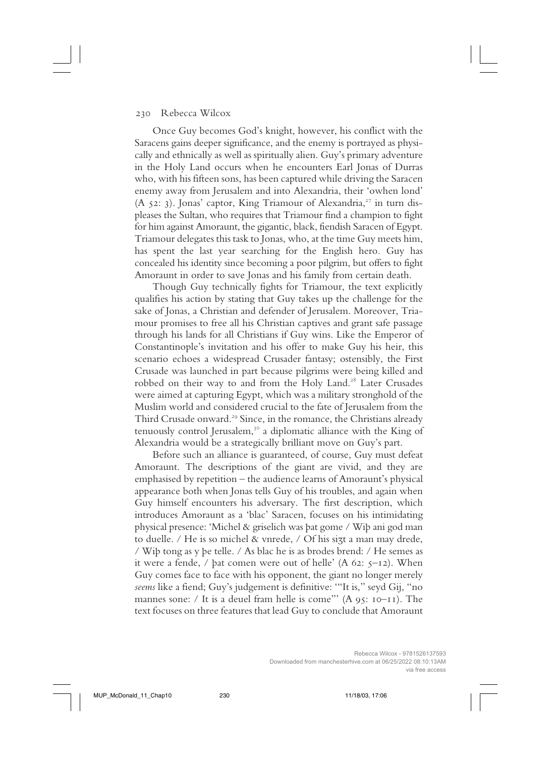Once Guy becomes God's knight, however, his conflict with the Saracens gains deeper significance, and the enemy is portrayed as physically and ethnically as well as spiritually alien. Guy's primary adventure in the Holy Land occurs when he encounters Earl Jonas of Durras who, with his fifteen sons, has been captured while driving the Saracen enemy away from Jerusalem and into Alexandria, their 'owhen lond' (A 52: 3). Jonas' captor, King Triamour of Alexandria,[27] in turn displeases the Sultan, who requires that Triamour find a champion to fight for him against Amoraunt, the gigantic, black, fiendish Saracen of Egypt. Triamour delegates this task to Jonas, who, at the time Guy meets him, has spent the last year searching for the English hero. Guy has concealed his identity since becoming a poor pilgrim, but offers to fight Amoraunt in order to save Jonas and his family from certain death.

Though Guy technically fights for Triamour, the text explicitly qualifies his action by stating that Guy takes up the challenge for the sake of Jonas, a Christian and defender of Jerusalem. Moreover, Triamour promises to free all his Christian captives and grant safe passage through his lands for all Christians if Guy wins. Like the Emperor of Constantinople's invitation and his offer to make Guy his heir, this scenario echoes a widespread Crusader fantasy; ostensibly, the First Crusade was launched in part because pilgrims were being killed and robbed on their way to and from the Holy Land.[28] Later Crusades were aimed at capturing Egypt, which was a military stronghold of the Muslim world and considered crucial to the fate of Jerusalem from the Third Crusade onward.[29] Since, in the romance, the Christians already tenuously control Jerusalem,[30] a diplomatic alliance with the King of Alexandria would be a strategically brilliant move on Guy's part.

Before such an alliance is guaranteed, of course, Guy must defeat Amoraunt. The descriptions of the giant are vivid, and they are emphasised by repetition – the audience learns of Amoraunt's physical appearance both when Jonas tells Guy of his troubles, and again when Guy himself encounters his adversary. The first description, which introduces Amoraunt as a 'blac' Saracen, focuses on his intimidating physical presence: 'Michel & griselich was þat gome / Wiþ ani god man to duelle. / He is so michel & vnrede, / Of his siȝt a man may drede, / Wiþ tong as y þe telle. / As blac he is as brodes brend: / He semes as it were a fende, / þat comen were out of helle' (A 62: 5–12). When Guy comes face to face with his opponent, the giant no longer merely *seems* like a fiend; Guy's judgement is definitive: '"It is," seyd Gij, "no mannes sone: / It is a deuel fram helle is come"' (A 95: 10–11). The text focuses on three features that lead Guy to conclude that Amoraunt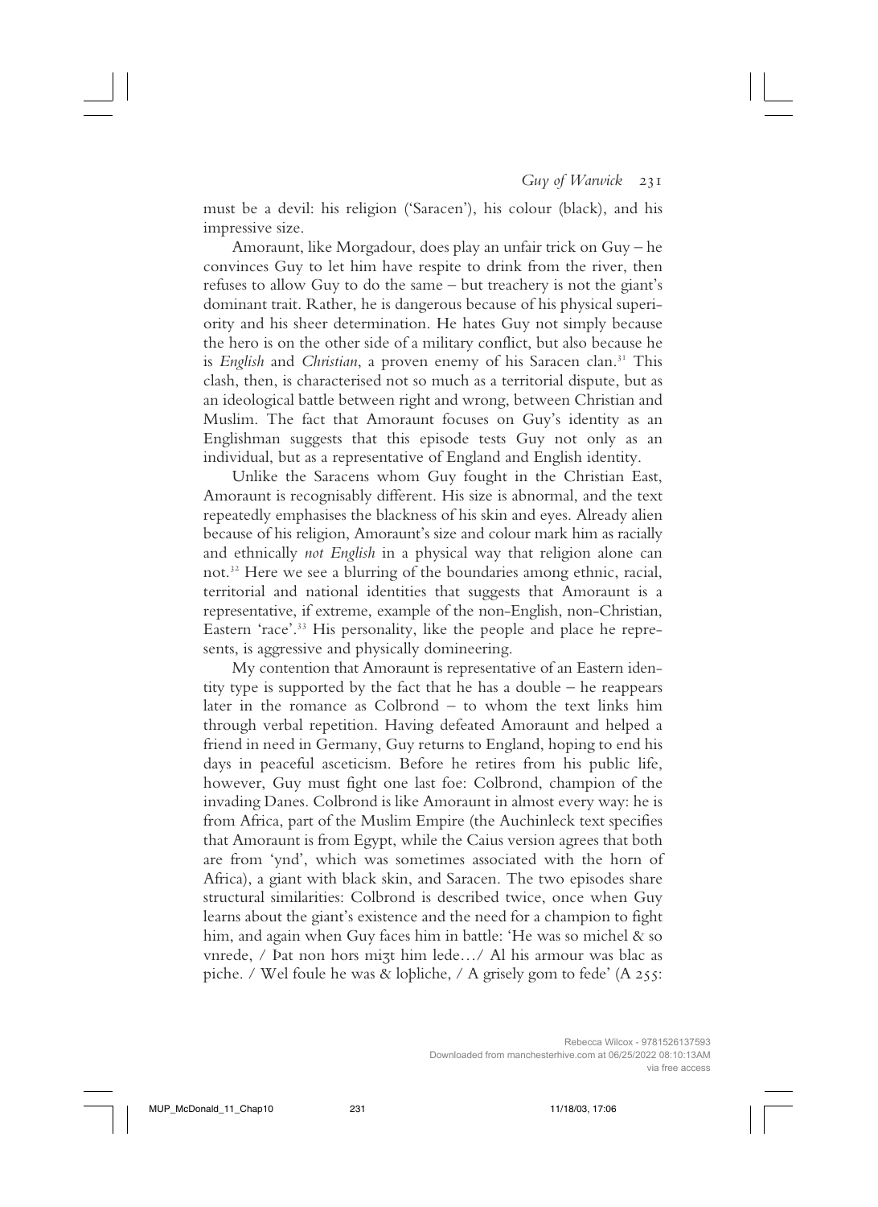must be a devil: his religion ('Saracen'), his colour (black), and his impressive size.

Amoraunt, like Morgadour, does play an unfair trick on Guy – he convinces Guy to let him have respite to drink from the river, then refuses to allow Guy to do the same – but treachery is not the giant's dominant trait. Rather, he is dangerous because of his physical superiority and his sheer determination. He hates Guy not simply because the hero is on the other side of a military conflict, but also because he is *English* and *Christian*, a proven enemy of his Saracen clan.[31] This clash, then, is characterised not so much as a territorial dispute, but as an ideological battle between right and wrong, between Christian and Muslim. The fact that Amoraunt focuses on Guy's identity as an Englishman suggests that this episode tests Guy not only as an individual, but as a representative of England and English identity.

Unlike the Saracens whom Guy fought in the Christian East, Amoraunt is recognisably different. His size is abnormal, and the text repeatedly emphasises the blackness of his skin and eyes. Already alien because of his religion, Amoraunt's size and colour mark him as racially and ethnically *not English* in a physical way that religion alone can not.[32] Here we see a blurring of the boundaries among ethnic, racial, territorial and national identities that suggests that Amoraunt is a representative, if extreme, example of the non-English, non-Christian, Eastern 'race'.[33] His personality, like the people and place he represents, is aggressive and physically domineering.

My contention that Amoraunt is representative of an Eastern identity type is supported by the fact that he has a double – he reappears later in the romance as Colbrond – to whom the text links him through verbal repetition. Having defeated Amoraunt and helped a friend in need in Germany, Guy returns to England, hoping to end his days in peaceful asceticism. Before he retires from his public life, however, Guy must fight one last foe: Colbrond, champion of the invading Danes. Colbrond is like Amoraunt in almost every way: he is from Africa, part of the Muslim Empire (the Auchinleck text specifies that Amoraunt is from Egypt, while the Caius version agrees that both are from 'ynd', which was sometimes associated with the horn of Africa), a giant with black skin, and Saracen. The two episodes share structural similarities: Colbrond is described twice, once when Guy learns about the giant's existence and the need for a champion to fight him, and again when Guy faces him in battle: 'He was so michel & so vnrede, / Þat non hors miȝt him lede…/ Al his armour was blac as piche. / Wel foule he was & loþliche, / A grisely gom to fede' (A 255: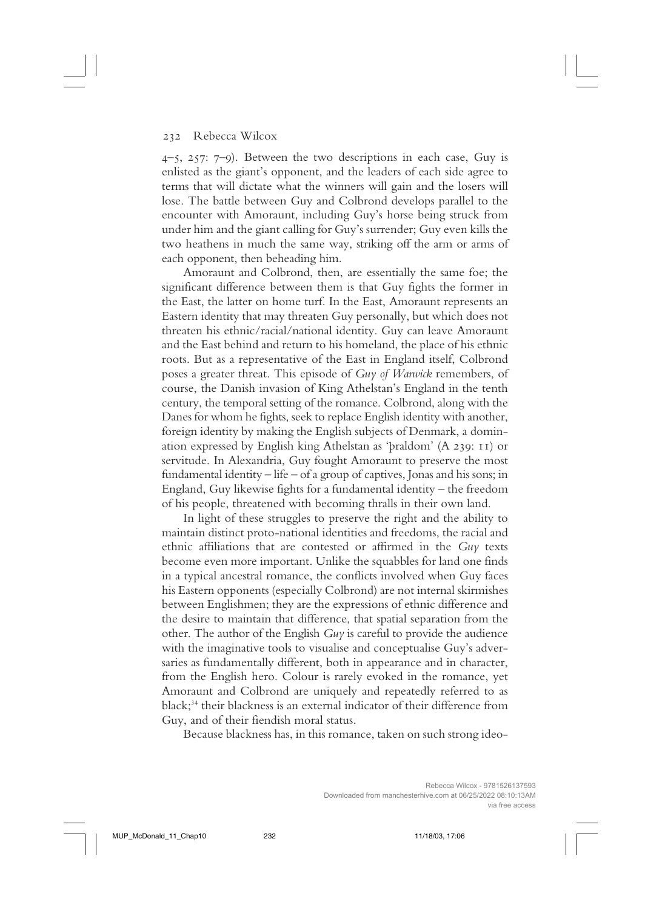4–5, 257: 7–9). Between the two descriptions in each case, Guy is enlisted as the giant's opponent, and the leaders of each side agree to terms that will dictate what the winners will gain and the losers will lose. The battle between Guy and Colbrond develops parallel to the encounter with Amoraunt, including Guy's horse being struck from under him and the giant calling for Guy's surrender; Guy even kills the two heathens in much the same way, striking off the arm or arms of each opponent, then beheading him.

Amoraunt and Colbrond, then, are essentially the same foe; the significant difference between them is that Guy fights the former in the East, the latter on home turf. In the East, Amoraunt represents an Eastern identity that may threaten Guy personally, but which does not threaten his ethnic/racial/national identity. Guy can leave Amoraunt and the East behind and return to his homeland, the place of his ethnic roots. But as a representative of the East in England itself, Colbrond poses a greater threat. This episode of *Guy of Warwick* remembers, of course, the Danish invasion of King Athelstan's England in the tenth century, the temporal setting of the romance. Colbrond, along with the Danes for whom he fights, seek to replace English identity with another, foreign identity by making the English subjects of Denmark, a domination expressed by English king Athelstan as 'þraldom' (A 239: 11) or servitude. In Alexandria, Guy fought Amoraunt to preserve the most fundamental identity – life – of a group of captives, Jonas and his sons; in England, Guy likewise fights for a fundamental identity – the freedom of his people, threatened with becoming thralls in their own land.

In light of these struggles to preserve the right and the ability to maintain distinct proto-national identities and freedoms, the racial and ethnic affiliations that are contested or affirmed in the *Guy* texts become even more important. Unlike the squabbles for land one finds in a typical ancestral romance, the conflicts involved when Guy faces his Eastern opponents (especially Colbrond) are not internal skirmishes between Englishmen; they are the expressions of ethnic difference and the desire to maintain that difference, that spatial separation from the other. The author of the English *Guy* is careful to provide the audience with the imaginative tools to visualise and conceptualise Guy's adversaries as fundamentally different, both in appearance and in character, from the English hero. Colour is rarely evoked in the romance, yet Amoraunt and Colbrond are uniquely and repeatedly referred to as black;[34] their blackness is an external indicator of their difference from Guy, and of their fiendish moral status.

Because blackness has, in this romance, taken on such strong ideo-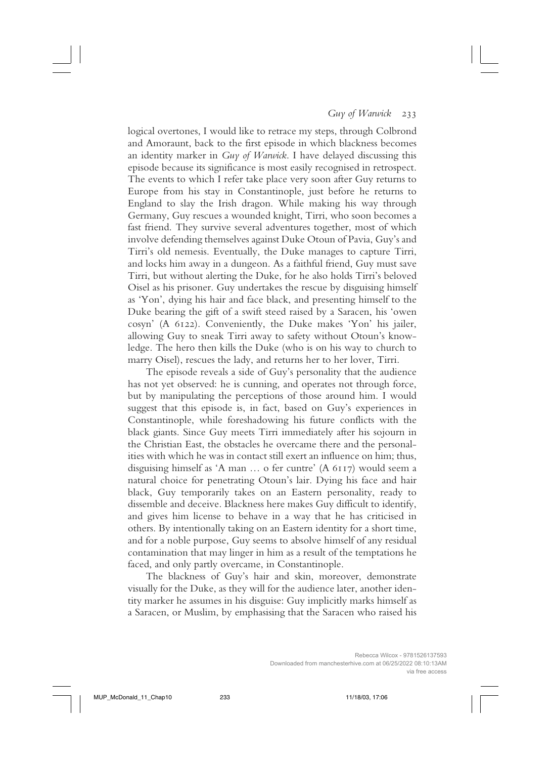logical overtones, I would like to retrace my steps, through Colbrond and Amoraunt, back to the first episode in which blackness becomes an identity marker in *Guy of Warwick*. I have delayed discussing this episode because its significance is most easily recognised in retrospect. The events to which I refer take place very soon after Guy returns to Europe from his stay in Constantinople, just before he returns to England to slay the Irish dragon. While making his way through Germany, Guy rescues a wounded knight, Tirri, who soon becomes a fast friend. They survive several adventures together, most of which involve defending themselves against Duke Otoun of Pavia, Guy's and Tirri's old nemesis. Eventually, the Duke manages to capture Tirri, and locks him away in a dungeon. As a faithful friend, Guy must save Tirri, but without alerting the Duke, for he also holds Tirri's beloved Oisel as his prisoner. Guy undertakes the rescue by disguising himself as 'Yon', dying his hair and face black, and presenting himself to the Duke bearing the gift of a swift steed raised by a Saracen, his 'owen cosyn' (A 6122). Conveniently, the Duke makes 'Yon' his jailer, allowing Guy to sneak Tirri away to safety without Otoun's knowledge. The hero then kills the Duke (who is on his way to church to marry Oisel), rescues the lady, and returns her to her lover, Tirri.

The episode reveals a side of Guy's personality that the audience has not yet observed: he is cunning, and operates not through force, but by manipulating the perceptions of those around him. I would suggest that this episode is, in fact, based on Guy's experiences in Constantinople, while foreshadowing his future conflicts with the black giants. Since Guy meets Tirri immediately after his sojourn in the Christian East, the obstacles he overcame there and the personalities with which he was in contact still exert an influence on him; thus, disguising himself as 'A man … o fer cuntre' (A 6117) would seem a natural choice for penetrating Otoun's lair. Dying his face and hair black, Guy temporarily takes on an Eastern personality, ready to dissemble and deceive. Blackness here makes Guy difficult to identify, and gives him license to behave in a way that he has criticised in others. By intentionally taking on an Eastern identity for a short time, and for a noble purpose, Guy seems to absolve himself of any residual contamination that may linger in him as a result of the temptations he faced, and only partly overcame, in Constantinople.

The blackness of Guy's hair and skin, moreover, demonstrate visually for the Duke, as they will for the audience later, another identity marker he assumes in his disguise: Guy implicitly marks himself as a Saracen, or Muslim, by emphasising that the Saracen who raised his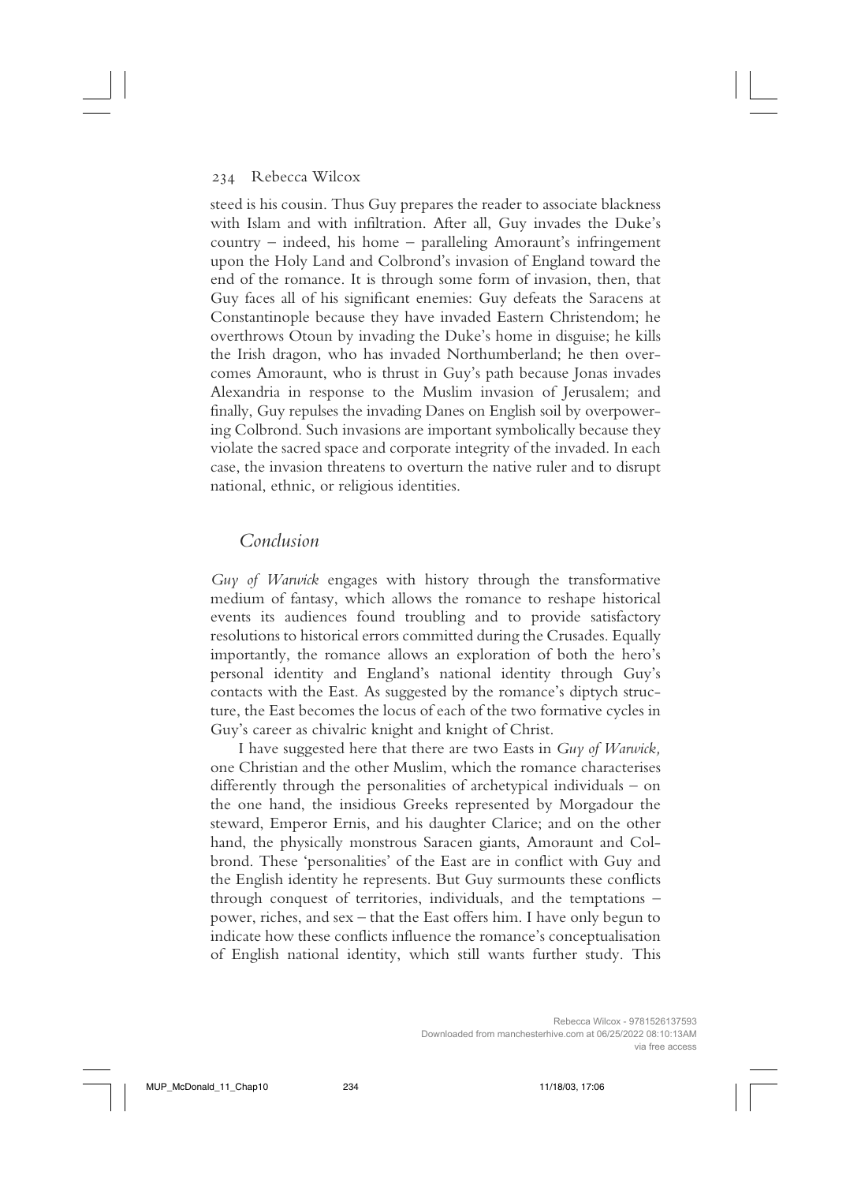steed is his cousin. Thus Guy prepares the reader to associate blackness with Islam and with infiltration. After all, Guy invades the Duke's country – indeed, his home – paralleling Amoraunt's infringement upon the Holy Land and Colbrond's invasion of England toward the end of the romance. It is through some form of invasion, then, that Guy faces all of his significant enemies: Guy defeats the Saracens at Constantinople because they have invaded Eastern Christendom; he overthrows Otoun by invading the Duke's home in disguise; he kills the Irish dragon, who has invaded Northumberland; he then overcomes Amoraunt, who is thrust in Guy's path because Jonas invades Alexandria in response to the Muslim invasion of Jerusalem; and finally, Guy repulses the invading Danes on English soil by overpowering Colbrond. Such invasions are important symbolically because they violate the sacred space and corporate integrity of the invaded. In each case, the invasion threatens to overturn the native ruler and to disrupt national, ethnic, or religious identities.

## *Conclusion*

*Guy of Warwick* engages with history through the transformative medium of fantasy, which allows the romance to reshape historical events its audiences found troubling and to provide satisfactory resolutions to historical errors committed during the Crusades. Equally importantly, the romance allows an exploration of both the hero's personal identity and England's national identity through Guy's contacts with the East. As suggested by the romance's diptych structure, the East becomes the locus of each of the two formative cycles in Guy's career as chivalric knight and knight of Christ.

I have suggested here that there are two Easts in *Guy of Warwick,* one Christian and the other Muslim, which the romance characterises differently through the personalities of archetypical individuals – on the one hand, the insidious Greeks represented by Morgadour the steward, Emperor Ernis, and his daughter Clarice; and on the other hand, the physically monstrous Saracen giants, Amoraunt and Colbrond. These 'personalities' of the East are in conflict with Guy and the English identity he represents. But Guy surmounts these conflicts through conquest of territories, individuals, and the temptations – power, riches, and sex – that the East offers him. I have only begun to indicate how these conflicts influence the romance's conceptualisation of English national identity, which still wants further study. This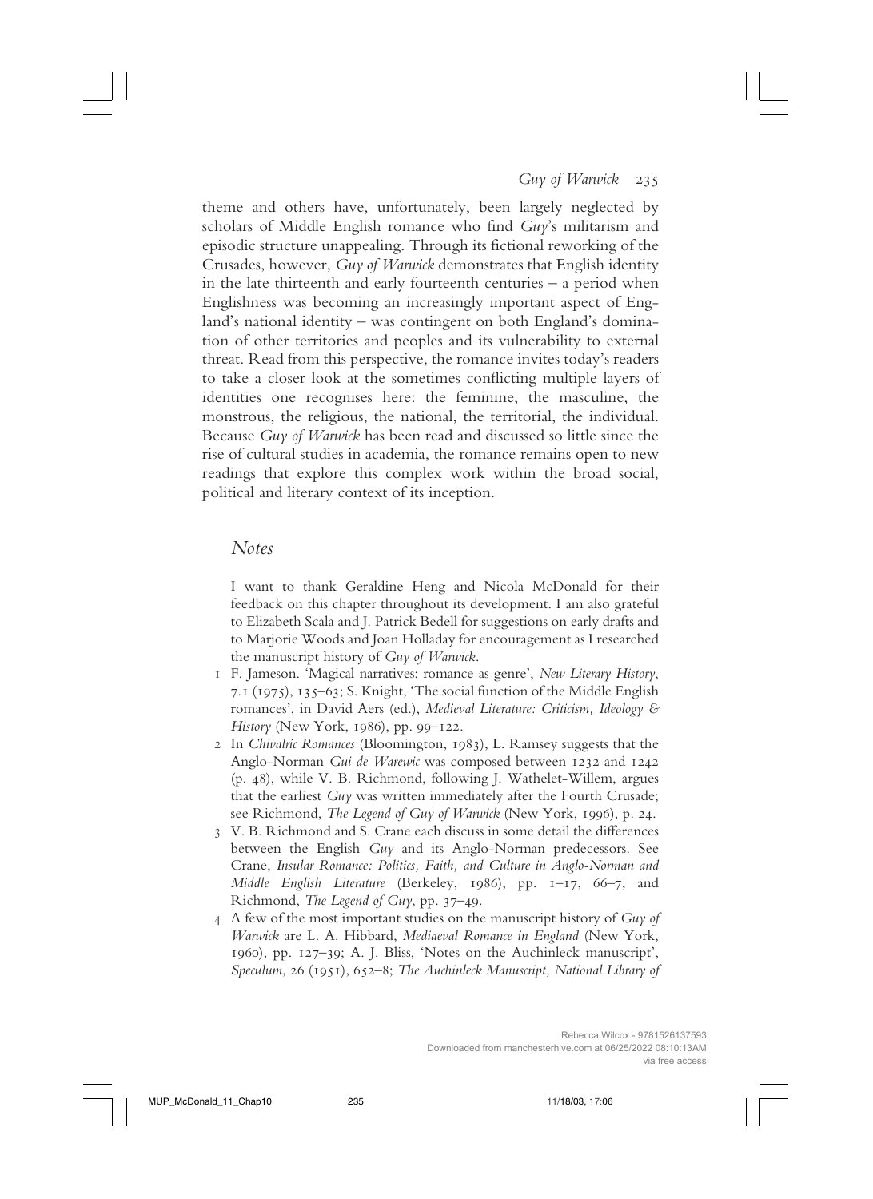theme and others have, unfortunately, been largely neglected by scholars of Middle English romance who find *Guy*'s militarism and episodic structure unappealing. Through its fictional reworking of the Crusades, however, *Guy of Warwick* demonstrates that English identity in the late thirteenth and early fourteenth centuries – a period when Englishness was becoming an increasingly important aspect of England's national identity – was contingent on both England's domination of other territories and peoples and its vulnerability to external threat. Read from this perspective, the romance invites today's readers to take a closer look at the sometimes conflicting multiple layers of identities one recognises here: the feminine, the masculine, the monstrous, the religious, the national, the territorial, the individual. Because *Guy of Warwick* has been read and discussed so little since the rise of cultural studies in academia, the romance remains open to new readings that explore this complex work within the broad social, political and literary context of its inception.

## *Notes*

I want to thank Geraldine Heng and Nicola McDonald for their feedback on this chapter throughout its development. I am also grateful to Elizabeth Scala and J. Patrick Bedell for suggestions on early drafts and to Marjorie Woods and Joan Holladay for encouragement as I researched the manuscript history of *Guy of Warwick*.

1 F. Jameson. 'Magical narratives: romance as genre', *New Literary History*, 7.1 (1975), 135–63; S. Knight, 'The social function of the Middle English romances', in David Aers (ed.), *Medieval Literature: Criticism, Ideology & History* (New York, 1986), pp. 99–122.

2 In *Chivalric Romances* (Bloomington, 1983), L. Ramsey suggests that the Anglo-Norman *Gui de Warewic* was composed between 1232 and 1242 (p. 48), while V. B. Richmond, following J. Wathelet-Willem, argues that the earliest *Guy* was written immediately after the Fourth Crusade; see Richmond, *The Legend of Guy of Warwick* (New York, 1996), p. 24.

3 V. B. Richmond and S. Crane each discuss in some detail the differences between the English *Guy* and its Anglo-Norman predecessors. See Crane, *Insular Romance: Politics, Faith, and Culture in Anglo-Norman and Middle English Literature* (Berkeley, 1986), pp. 1–17, 66–7, and Richmond, *The Legend of Guy*, pp. 37–49.

4 A few of the most important studies on the manuscript history of *Guy of Warwick* are L. A. Hibbard, *Mediaeval Romance in England* (New York, 1960), pp. 127–39; A. J. Bliss, 'Notes on the Auchinleck manuscript', *Speculum*, 26 (1951), 652–8; *The Auchinleck Manuscript, National Library of*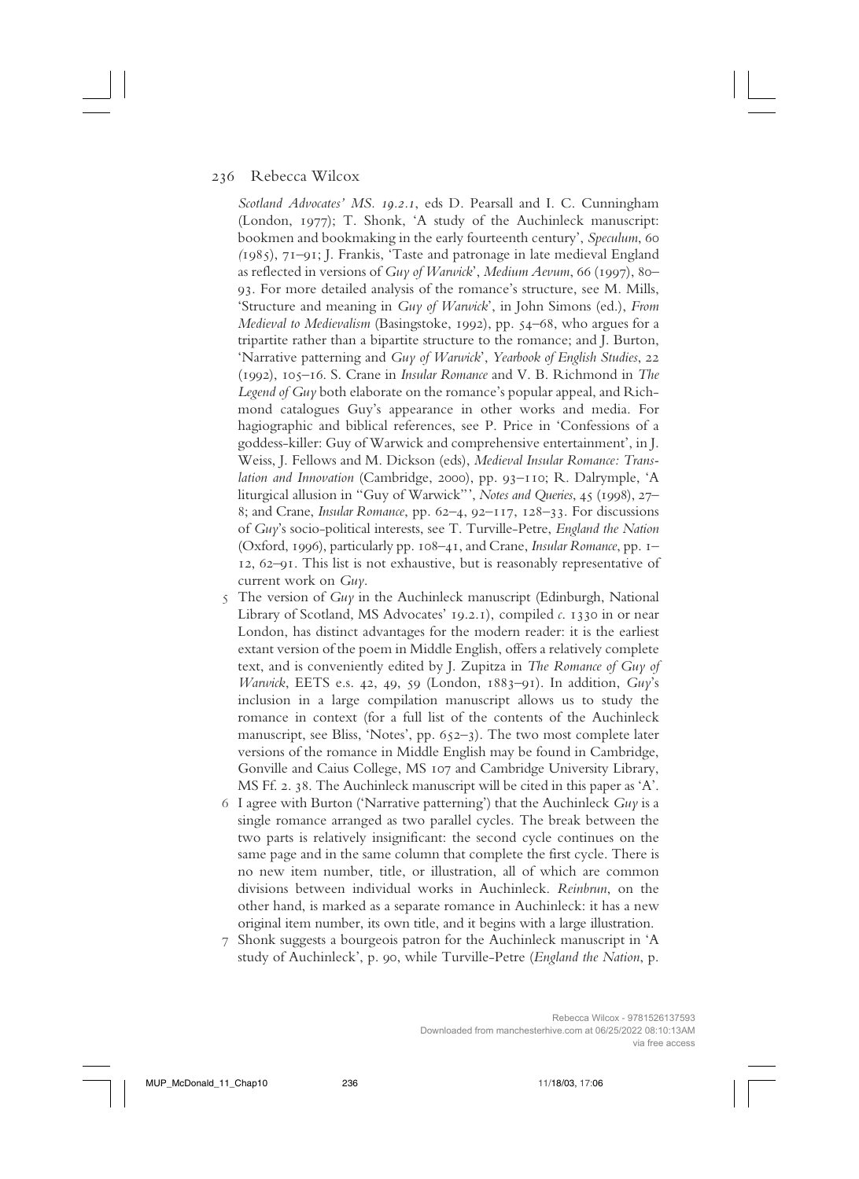*Scotland Advocates' MS. 19.2.1*, eds D. Pearsall and I. C. Cunningham (London, 1977); T. Shonk, 'A study of the Auchinleck manuscript: bookmen and bookmaking in the early fourteenth century', *Speculum*, 60 (1985), 71–91; J. Frankis, 'Taste and patronage in late medieval England as reflected in versions of *Guy of Warwick*', *Medium Aevum*, 66 (1997), 80–93. For more detailed analysis of the romance's structure, see M. Mills, 'Structure and meaning in *Guy of Warwick*', in John Simons (ed.), *From Medieval to Medievalism* (Basingstoke, 1992), pp. 54–68, who argues for a tripartite rather than a bipartite structure to the romance; and J. Burton, 'Narrative patterning and *Guy of Warwick*', *Yearbook of English Studies*, 22 (1992), 105–16. S. Crane in *Insular Romance* and V. B. Richmond in *The Legend of Guy* both elaborate on the romance's popular appeal, and Richmond catalogues Guy's appearance in other works and media. For hagiographic and biblical references, see P. Price in 'Confessions of a goddess-killer: Guy of Warwick and comprehensive entertainment', in J. Weiss, J. Fellows and M. Dickson (eds), *Medieval Insular Romance: Translation and Innovation* (Cambridge, 2000), pp. 93–110; R. Dalrymple, 'A liturgical allusion in "Guy of Warwick"', *Notes and Queries*, 45 (1998), 27–8; and Crane, *Insular Romance*, pp. 62–4, 92–117, 128–33. For discussions of *Guy*'s socio-political interests, see T. Turville-Petre, *England the Nation* (Oxford, 1996), particularly pp. 108–41, and Crane, *Insular Romance*, pp. 1–12, 62–91. This list is not exhaustive, but is reasonably representative of current work on *Guy*.

5 The version of *Guy* in the Auchinleck manuscript (Edinburgh, National Library of Scotland, MS Advocates' 19.2.1), compiled *c.* 1330 in or near London, has distinct advantages for the modern reader: it is the earliest extant version of the poem in Middle English, offers a relatively complete text, and is conveniently edited by J. Zupitza in *The Romance of Guy of Warwick*, EETS e.s. 42, 49, 59 (London, 1883–91). In addition, *Guy*'s inclusion in a large compilation manuscript allows us to study the romance in context (for a full list of the contents of the Auchinleck manuscript, see Bliss, 'Notes', pp. 652–3). The two most complete later versions of the romance in Middle English may be found in Cambridge, Gonville and Caius College, MS 107 and Cambridge University Library, MS Ff. 2. 38. The Auchinleck manuscript will be cited in this paper as 'A'.

6 I agree with Burton ('Narrative patterning') that the Auchinleck *Guy* is a single romance arranged as two parallel cycles. The break between the two parts is relatively insignificant: the second cycle continues on the same page and in the same column that complete the first cycle. There is no new item number, title, or illustration, all of which are common divisions between individual works in Auchinleck. *Reinbrun*, on the other hand, is marked as a separate romance in Auchinleck: it has a new original item number, its own title, and it begins with a large illustration.

7 Shonk suggests a bourgeois patron for the Auchinleck manuscript in 'A study of Auchinleck', p. 90, while Turville-Petre (*England the Nation*, p.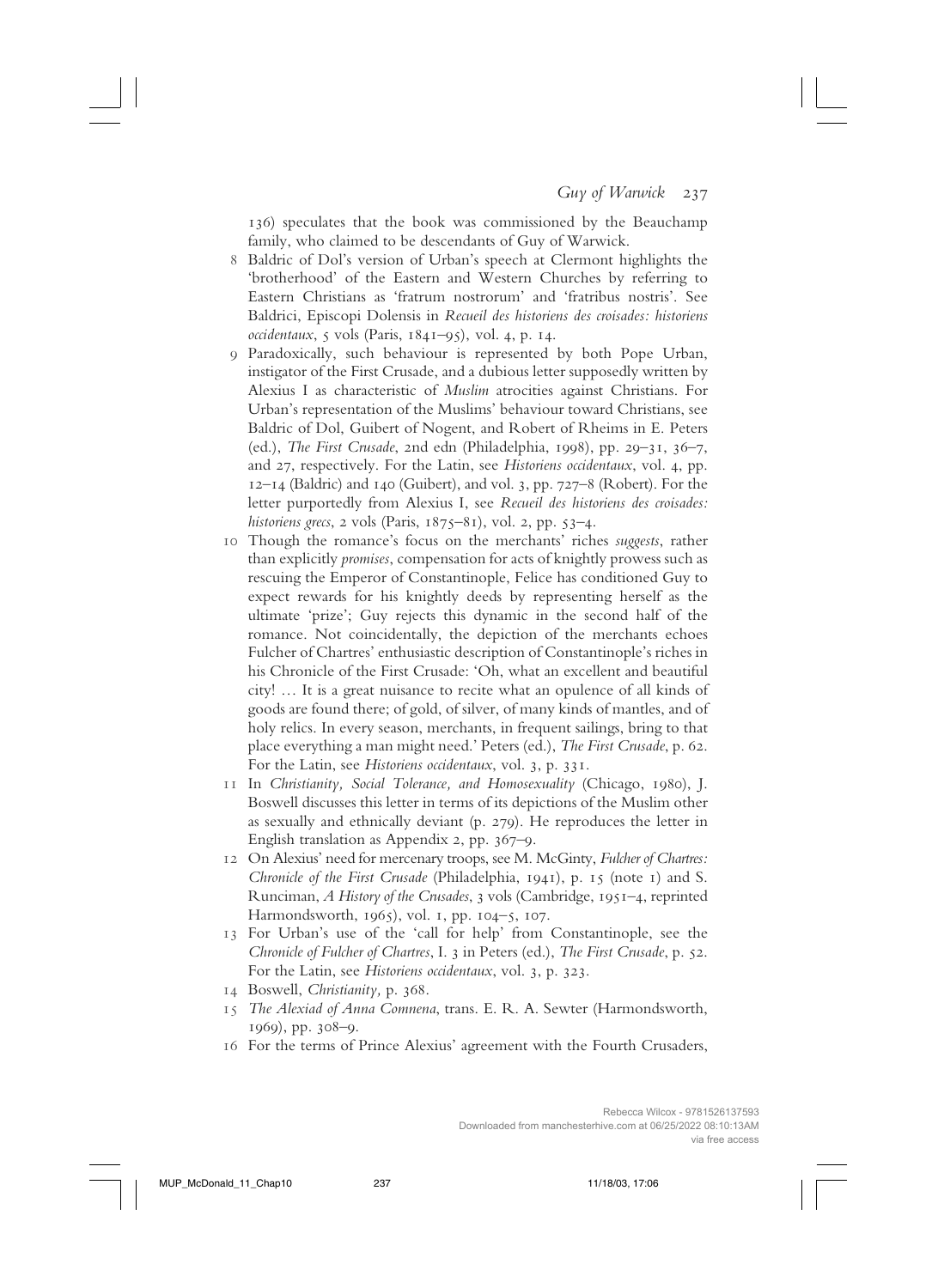136) speculates that the book was commissioned by the Beauchamp family, who claimed to be descendants of Guy of Warwick.

8 Baldric of Dol's version of Urban's speech at Clermont highlights the 'brotherhood' of the Eastern and Western Churches by referring to Eastern Christians as 'fratrum nostrorum' and 'fratribus nostris'. See Baldrici, Episcopi Dolensis in *Recueil des historiens des croisades: historiens occidentaux*, 5 vols (Paris, 1841–95), vol. 4, p. 14.

9 Paradoxically, such behaviour is represented by both Pope Urban, instigator of the First Crusade, and a dubious letter supposedly written by Alexius I as characteristic of *Muslim* atrocities against Christians. For Urban's representation of the Muslims' behaviour toward Christians, see Baldric of Dol, Guibert of Nogent, and Robert of Rheims in E. Peters (ed.), *The First Crusade*, 2nd edn (Philadelphia, 1998), pp. 29–31, 36–7, and 27, respectively. For the Latin, see *Historiens occidentaux*, vol. 4, pp. 12–14 (Baldric) and 140 (Guibert), and vol. 3, pp. 727–8 (Robert). For the letter purportedly from Alexius I, see *Recueil des historiens des croisades: historiens grecs*, 2 vols (Paris, 1875–81), vol. 2, pp. 53–4.

10 Though the romance's focus on the merchants' riches *suggests*, rather than explicitly *promises*, compensation for acts of knightly prowess such as rescuing the Emperor of Constantinople, Felice has conditioned Guy to expect rewards for his knightly deeds by representing herself as the ultimate 'prize'; Guy rejects this dynamic in the second half of the romance. Not coincidentally, the depiction of the merchants echoes Fulcher of Chartres' enthusiastic description of Constantinople's riches in his Chronicle of the First Crusade: 'Oh, what an excellent and beautiful city! … It is a great nuisance to recite what an opulence of all kinds of goods are found there; of gold, of silver, of many kinds of mantles, and of holy relics. In every season, merchants, in frequent sailings, bring to that place everything a man might need.' Peters (ed.), *The First Crusade*, p. 62. For the Latin, see *Historiens occidentaux*, vol. 3, p. 331.

11 In *Christianity, Social Tolerance, and Homosexuality* (Chicago, 1980), J. Boswell discusses this letter in terms of its depictions of the Muslim other as sexually and ethnically deviant (p. 279). He reproduces the letter in English translation as Appendix 2, pp. 367–9.

12 On Alexius' need for mercenary troops, see M. McGinty, *Fulcher of Chartres: Chronicle of the First Crusade* (Philadelphia, 1941), p. 15 (note 1) and S. Runciman, *A History of the Crusades*, 3 vols (Cambridge, 1951–4, reprinted Harmondsworth, 1965), vol. 1, pp. 104–5, 107.

13 For Urban's use of the 'call for help' from Constantinople, see the *Chronicle of Fulcher of Chartres*, I. 3 in Peters (ed.), *The First Crusade*, p. 52. For the Latin, see *Historiens occidentaux*, vol. 3, p. 323.

14 Boswell, *Christianity*, p. 368.

15 *The Alexiad of Anna Comnena*, trans. E. R. A. Sewter (Harmondsworth, 1969), pp. 308–9.

16 For the terms of Prince Alexius' agreement with the Fourth Crusaders,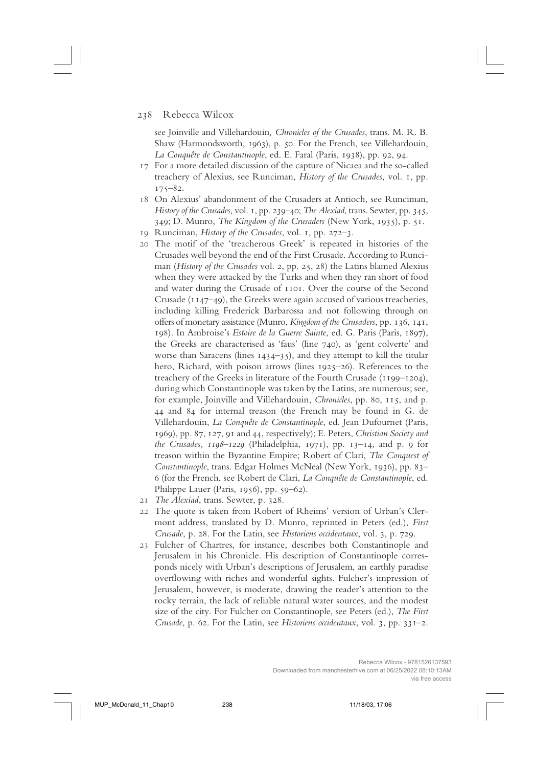see Joinville and Villehardouin, *Chronicles of the Crusades*, trans. M. R. B. Shaw (Harmondsworth, 1963), p. 50. For the French, see Villehardouin, *La Conquête de Constantinople*, ed. E. Faral (Paris, 1938), pp. 92, 94.

17 For a more detailed discussion of the capture of Nicaea and the so-called treachery of Alexius, see Runciman, *History of the Crusades*, vol. 1, pp. 175–82.

18 On Alexius' abandonment of the Crusaders at Antioch, see Runciman, *History of the Crusades*, vol. 1, pp. 239–40; *The Alexiad*, trans. Sewter, pp. 345, 349; D. Munro, *The Kingdom of the Crusaders* (New York, 1935), p. 51.

19 Runciman, *History of the Crusades*, vol. 1, pp. 272–3.

20 The motif of the 'treacherous Greek' is repeated in histories of the Crusades well beyond the end of the First Crusade. According to Runciman (*History of the Crusades* vol. 2, pp. 25, 28) the Latins blamed Alexius when they were attacked by the Turks and when they ran short of food and water during the Crusade of 1101. Over the course of the Second Crusade (1147–49), the Greeks were again accused of various treacheries, including killing Frederick Barbarossa and not following through on offers of monetary assistance (Munro, *Kingdom of the Crusaders*, pp. 136, 141, 198). In Ambroise's *Estoire de la Guerre Sainte*, ed. G. Paris (Paris, 1897), the Greeks are characterised as 'faus' (line 740), as 'gent colverte' and worse than Saracens (lines 1434–35), and they attempt to kill the titular hero, Richard, with poison arrows (lines 1925–26). References to the treachery of the Greeks in literature of the Fourth Crusade (1199–1204), during which Constantinople was taken by the Latins, are numerous; see, for example, Joinville and Villehardouin, *Chronicles*, pp. 80, 115, and p. 44 and 84 for internal treason (the French may be found in G. de Villehardouin, *La Conquête de Constantinople*, ed. Jean Dufournet (Paris, 1969), pp. 87, 127, 91 and 44, respectively); E. Peters, *Christian Society and the Crusades, 1198–1229* (Philadelphia, 1971), pp. 13–14, and p. 9 for treason within the Byzantine Empire; Robert of Clari, *The Conquest of Constantinople*, trans. Edgar Holmes McNeal (New York, 1936), pp. 83–6 (for the French, see Robert de Clari, *La Conquête de Constantinople*, ed. Philippe Lauer (Paris, 1956), pp. 59–62).

21 *The Alexiad*, trans. Sewter, p. 328.

22 The quote is taken from Robert of Rheims' version of Urban's Clermont address, translated by D. Munro, reprinted in Peters (ed.), *First Crusade*, p. 28. For the Latin, see *Historiens occidentaux*, vol. 3, p. 729.

23 Fulcher of Chartres, for instance, describes both Constantinople and Jerusalem in his Chronicle. His description of Constantinople corresponds nicely with Urban's descriptions of Jerusalem, an earthly paradise overflowing with riches and wonderful sights. Fulcher's impression of Jerusalem, however, is moderate, drawing the reader's attention to the rocky terrain, the lack of reliable natural water sources, and the modest size of the city. For Fulcher on Constantinople, see Peters (ed.), *The First Crusade*, p. 62. For the Latin, see *Historiens occidentaux*, vol. 3, pp. 331–2.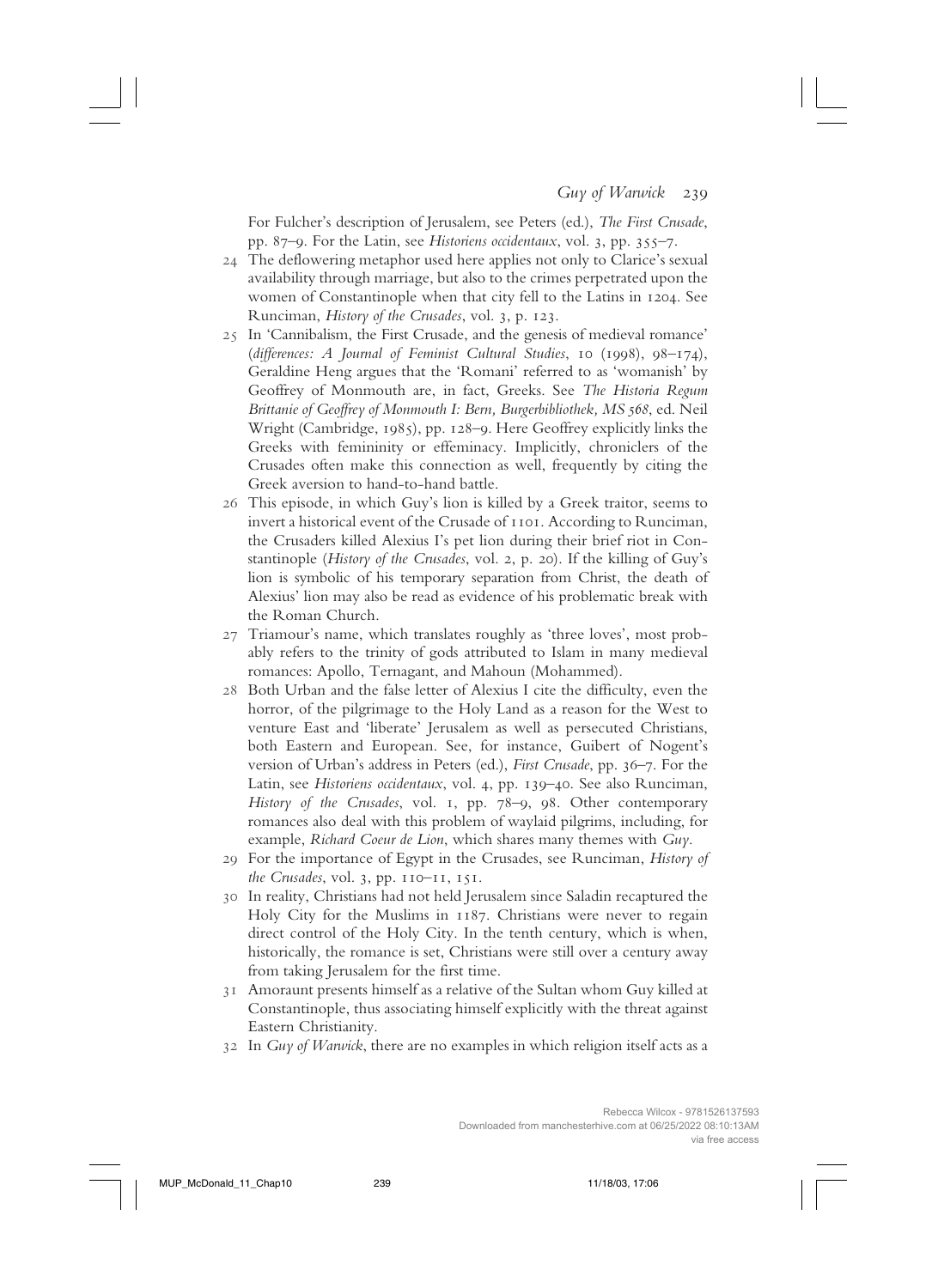For Fulcher's description of Jerusalem, see Peters (ed.), *The First Crusade*, pp. 87–9. For the Latin, see *Historiens occidentaux*, vol. 3, pp. 355–7.

24 The deflowering metaphor used here applies not only to Clarice's sexual availability through marriage, but also to the crimes perpetrated upon the women of Constantinople when that city fell to the Latins in 1204. See Runciman, *History of the Crusades*, vol. 3, p. 123.

25 In 'Cannibalism, the First Crusade, and the genesis of medieval romance' (*differences: A Journal of Feminist Cultural Studies*, 10 (1998), 98–174), Geraldine Heng argues that the 'Romani' referred to as 'womanish' by Geoffrey of Monmouth are, in fact, Greeks. See *The Historia Regum Brittanie of Geoffrey of Monmouth I: Bern, Burgerbibliothek, MS 568*, ed. Neil Wright (Cambridge, 1985), pp. 128–9. Here Geoffrey explicitly links the Greeks with femininity or effeminacy. Implicitly, chroniclers of the Crusades often make this connection as well, frequently by citing the Greek aversion to hand-to-hand battle.

26 This episode, in which Guy's lion is killed by a Greek traitor, seems to invert a historical event of the Crusade of 1101. According to Runciman, the Crusaders killed Alexius I's pet lion during their brief riot in Constantinople (*History of the Crusades*, vol. 2, p. 20). If the killing of Guy's lion is symbolic of his temporary separation from Christ, the death of Alexius' lion may also be read as evidence of his problematic break with the Roman Church.

27 Triamour's name, which translates roughly as 'three loves', most probably refers to the trinity of gods attributed to Islam in many medieval romances: Apollo, Ternagant, and Mahoun (Mohammed).

28 Both Urban and the false letter of Alexius I cite the difficulty, even the horror, of the pilgrimage to the Holy Land as a reason for the West to venture East and 'liberate' Jerusalem as well as persecuted Christians, both Eastern and European. See, for instance, Guibert of Nogent's version of Urban's address in Peters (ed.), *First Crusade*, pp. 36–7. For the Latin, see *Historiens occidentaux*, vol. 4, pp. 139–40. See also Runciman, *History of the Crusades*, vol. 1, pp. 78–9, 98. Other contemporary romances also deal with this problem of waylaid pilgrims, including, for example, *Richard Coeur de Lion*, which shares many themes with *Guy*.

29 For the importance of Egypt in the Crusades, see Runciman, *History of the Crusades*, vol. 3, pp. 110–11, 151.

30 In reality, Christians had not held Jerusalem since Saladin recaptured the Holy City for the Muslims in 1187. Christians were never to regain direct control of the Holy City. In the tenth century, which is when, historically, the romance is set, Christians were still over a century away from taking Jerusalem for the first time.

31 Amoraunt presents himself as a relative of the Sultan whom Guy killed at Constantinople, thus associating himself explicitly with the threat against Eastern Christianity.

32 In *Guy of Warwick*, there are no examples in which religion itself acts as a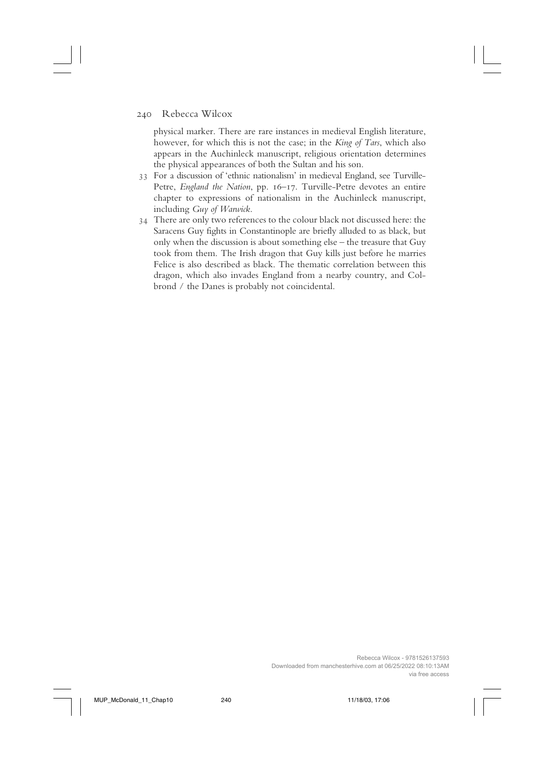physical marker. There are rare instances in medieval English literature, however, for which this is not the case; in the *King of Tars*, which also appears in the Auchinleck manuscript, religious orientation determines the physical appearances of both the Sultan and his son.

33 For a discussion of 'ethnic nationalism' in medieval England, see Turville-Petre, *England the Nation*, pp. 16–17. Turville-Petre devotes an entire chapter to expressions of nationalism in the Auchinleck manuscript, including *Guy of Warwick*.

34 There are only two references to the colour black not discussed here: the Saracens Guy fights in Constantinople are briefly alluded to as black, but only when the discussion is about something else – the treasure that Guy took from them. The Irish dragon that Guy kills just before he marries Felice is also described as black. The thematic correlation between this dragon, which also invades England from a nearby country, and Colbrond / the Danes is probably not coincidental.